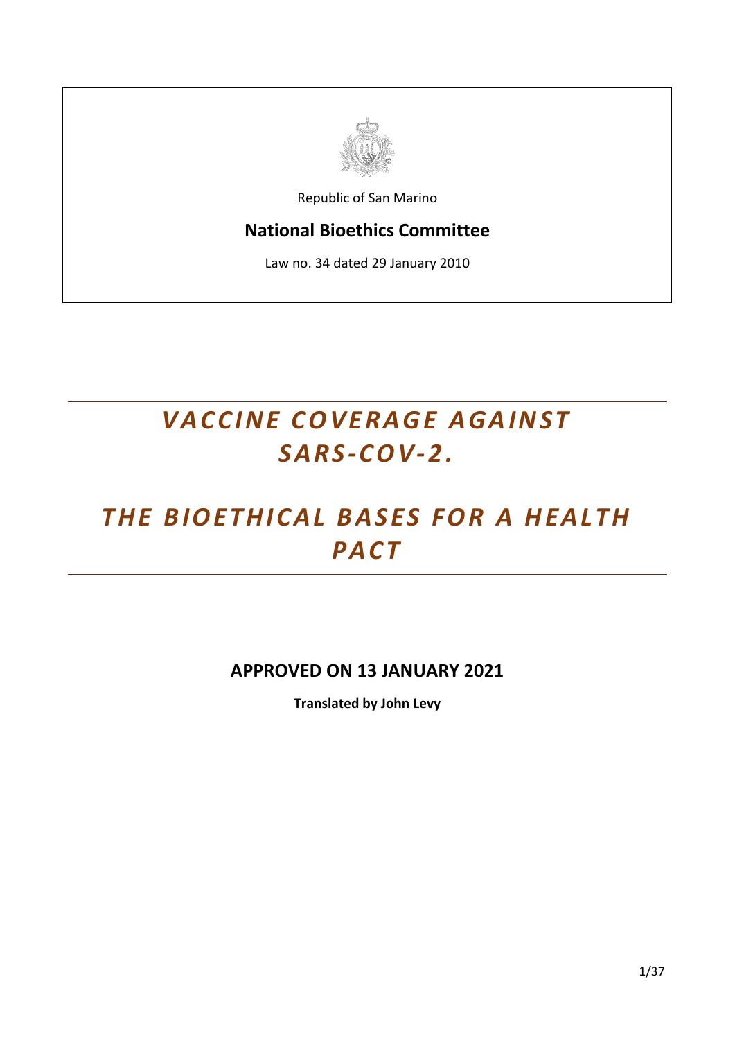Republic of San Marino

**National Bioethics Committee**

Law no. 34 dated 29 January 2010

# *VACCINE COVERAGE AGAINST SARS-COV-2.*

# *THE BIOETHICAL BASES FOR A HEALTH PACT*

**APPROVED ON 13 JANUARY 2021**

**Translated by John Levy**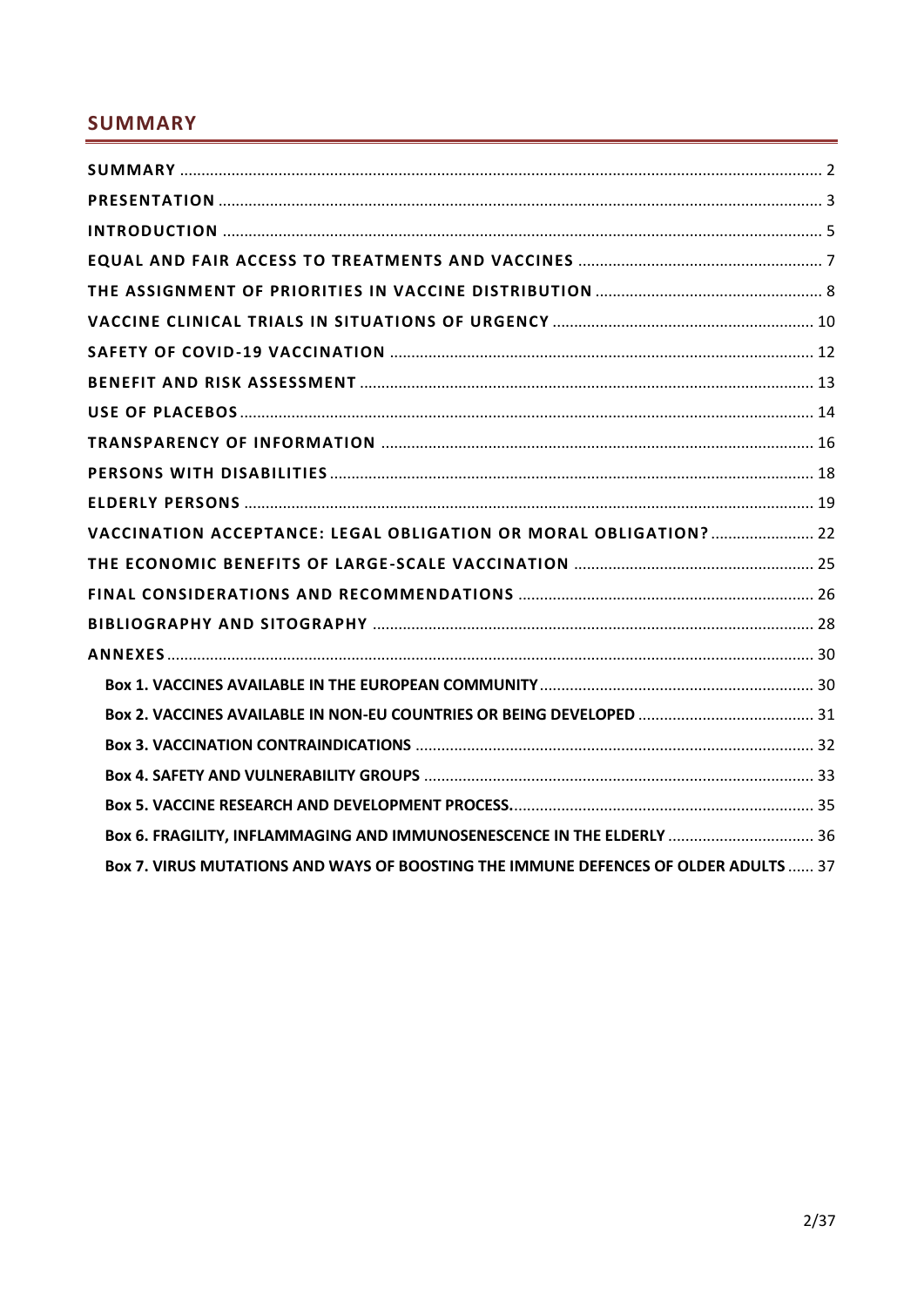## SUMMARY

**SUMMARY** .......... 2
**PRESENTATION** .......... 3
**INTRODUCTION** .......... 5
**EQUAL AND FAIR ACCESS TO TREATMENTS AND VACCINES** .......... 7
**THE ASSIGNMENT OF PRIORITIES IN VACCINE DISTRIBUTION** .......... 8
**VACCINE CLINICAL TRIALS IN SITUATIONS OF URGENCY** .......... 10
**SAFETY OF COVID-19 VACCINATION** .......... 12
**BENEFIT AND RISK ASSESSMENT** .......... 13
**USE OF PLACEBOS** .......... 14
**TRANSPARENCY OF INFORMATION** .......... 16
**PERSONS WITH DISABILITIES** .......... 18
**ELDERLY PERSONS** .......... 19
**VACCINATION ACCEPTANCE: LEGAL OBLIGATION OR MORAL OBLIGATION?** .......... 22
**THE ECONOMIC BENEFITS OF LARGE-SCALE VACCINATION** .......... 25
**FINAL CONSIDERATIONS AND RECOMMENDATIONS** .......... 26
**BIBLIOGRAPHY AND SITOGRAPHY** .......... 28
**ANNEXES** .......... 30

- **Box 1. VACCINES AVAILABLE IN THE EUROPEAN COMMUNITY** .......... 30
- **Box 2. VACCINES AVAILABLE IN NON-EU COUNTRIES OR BEING DEVELOPED** .......... 31
- **Box 3. VACCINATION CONTRAINDICATIONS** .......... 32
- **Box 4. SAFETY AND VULNERABILITY GROUPS** .......... 33
- **Box 5. VACCINE RESEARCH AND DEVELOPMENT PROCESS.** .......... 35
- **Box 6. FRAGILITY, INFLAMMAGING AND IMMUNOSENESCENCE IN THE ELDERLY** .......... 36
- **Box 7. VIRUS MUTATIONS AND WAYS OF BOOSTING THE IMMUNE DEFENCES OF OLDER ADULTS** .......... 37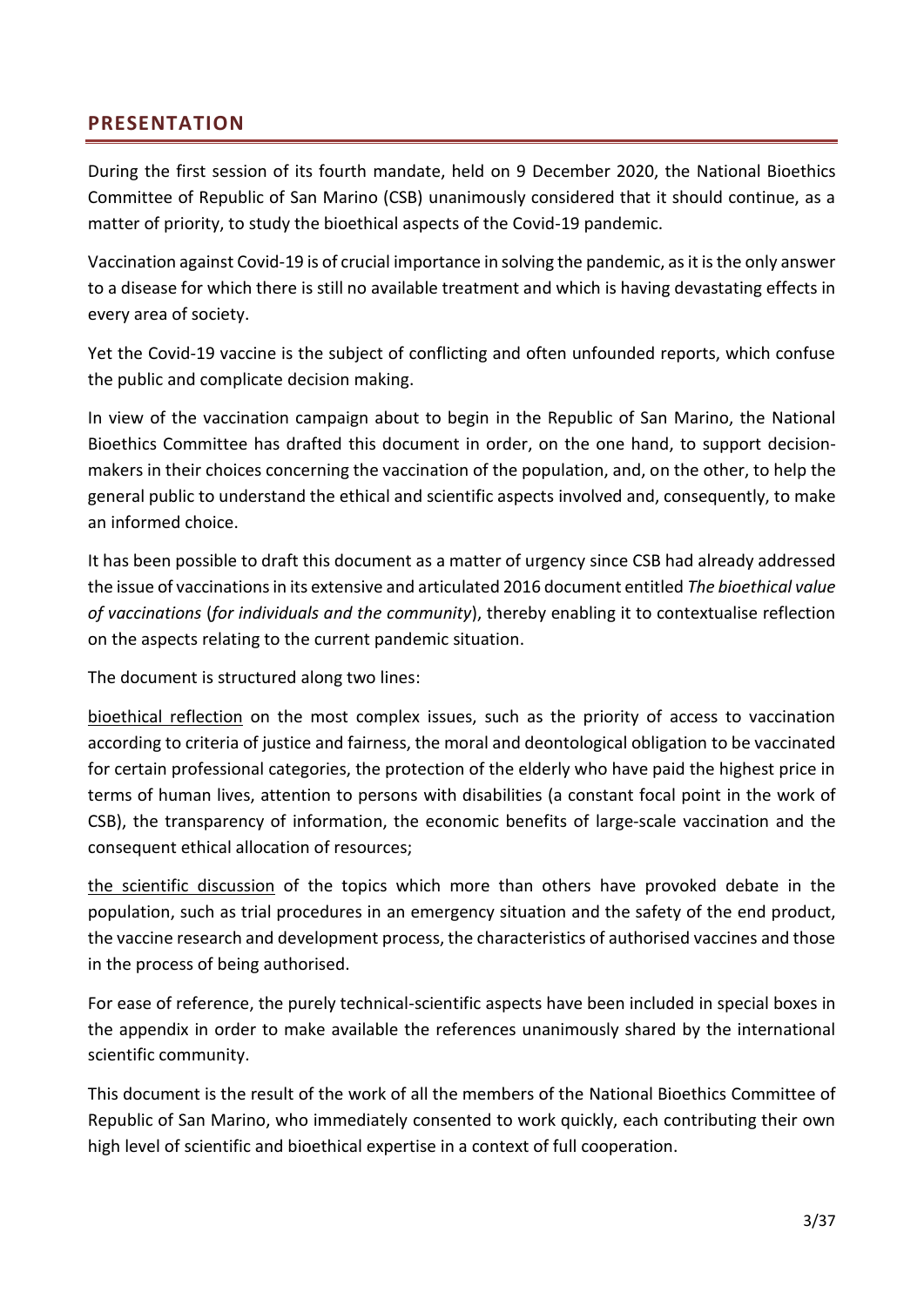## PRESENTATION

During the first session of its fourth mandate, held on 9 December 2020, the National Bioethics Committee of Republic of San Marino (CSB) unanimously considered that it should continue, as a matter of priority, to study the bioethical aspects of the Covid-19 pandemic.

Vaccination against Covid-19 is of crucial importance in solving the pandemic, as it is the only answer to a disease for which there is still no available treatment and which is having devastating effects in every area of society.

Yet the Covid-19 vaccine is the subject of conflicting and often unfounded reports, which confuse the public and complicate decision making.

In view of the vaccination campaign about to begin in the Republic of San Marino, the National Bioethics Committee has drafted this document in order, on the one hand, to support decision-makers in their choices concerning the vaccination of the population, and, on the other, to help the general public to understand the ethical and scientific aspects involved and, consequently, to make an informed choice.

It has been possible to draft this document as a matter of urgency since CSB had already addressed the issue of vaccinations in its extensive and articulated 2016 document entitled *The bioethical value of vaccinations* (*for individuals and the community*), thereby enabling it to contextualise reflection on the aspects relating to the current pandemic situation.

The document is structured along two lines:

<u>bioethical reflection</u> on the most complex issues, such as the priority of access to vaccination according to criteria of justice and fairness, the moral and deontological obligation to be vaccinated for certain professional categories, the protection of the elderly who have paid the highest price in terms of human lives, attention to persons with disabilities (a constant focal point in the work of CSB), the transparency of information, the economic benefits of large-scale vaccination and the consequent ethical allocation of resources;

<u>the scientific discussion</u> of the topics which more than others have provoked debate in the population, such as trial procedures in an emergency situation and the safety of the end product, the vaccine research and development process, the characteristics of authorised vaccines and those in the process of being authorised.

For ease of reference, the purely technical-scientific aspects have been included in special boxes in the appendix in order to make available the references unanimously shared by the international scientific community.

This document is the result of the work of all the members of the National Bioethics Committee of Republic of San Marino, who immediately consented to work quickly, each contributing their own high level of scientific and bioethical expertise in a context of full cooperation.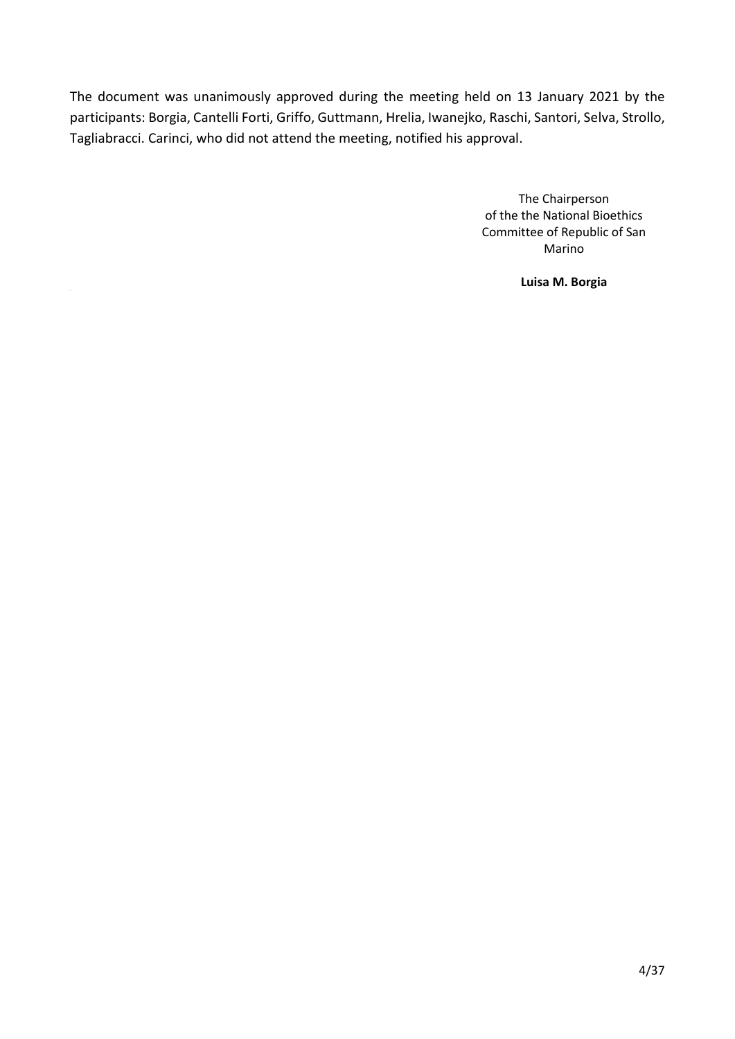The document was unanimously approved during the meeting held on 13 January 2021 by the participants: Borgia, Cantelli Forti, Griffo, Guttmann, Hrelia, Iwanejko, Raschi, Santori, Selva, Strollo, Tagliabracci. Carinci, who did not attend the meeting, notified his approval.

The Chairperson
of the the National Bioethics
Committee of Republic of San
Marino

**Luisa M. Borgia**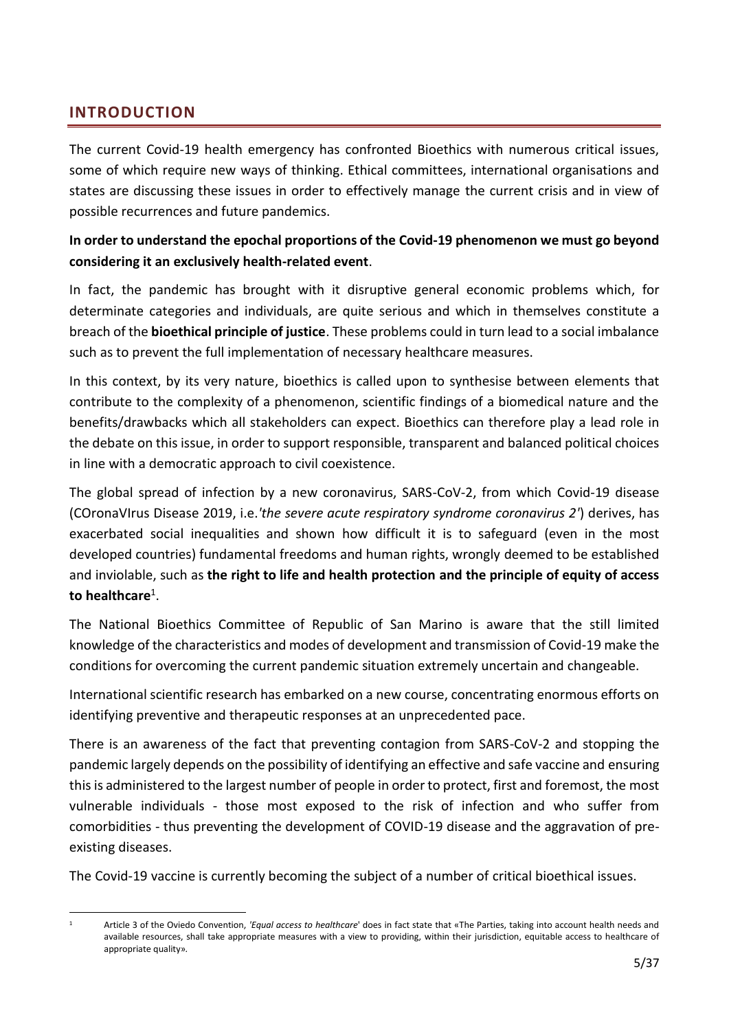## INTRODUCTION

The current Covid-19 health emergency has confronted Bioethics with numerous critical issues, some of which require new ways of thinking. Ethical committees, international organisations and states are discussing these issues in order to effectively manage the current crisis and in view of possible recurrences and future pandemics.

**In order to understand the epochal proportions of the Covid-19 phenomenon we must go beyond considering it an exclusively health-related event**.

In fact, the pandemic has brought with it disruptive general economic problems which, for determinate categories and individuals, are quite serious and which in themselves constitute a breach of the **bioethical principle of justice**. These problems could in turn lead to a social imbalance such as to prevent the full implementation of necessary healthcare measures.

In this context, by its very nature, bioethics is called upon to synthesise between elements that contribute to the complexity of a phenomenon, scientific findings of a biomedical nature and the benefits/drawbacks which all stakeholders can expect. Bioethics can therefore play a lead role in the debate on this issue, in order to support responsible, transparent and balanced political choices in line with a democratic approach to civil coexistence.

The global spread of infection by a new coronavirus, SARS-CoV-2, from which Covid-19 disease (COronaVIrus Disease 2019, i.e.*'the severe acute respiratory syndrome coronavirus 2'*) derives, has exacerbated social inequalities and shown how difficult it is to safeguard (even in the most developed countries) fundamental freedoms and human rights, wrongly deemed to be established and inviolable, such as **the right to life and health protection and the principle of equity of access to healthcare**[1].

The National Bioethics Committee of Republic of San Marino is aware that the still limited knowledge of the characteristics and modes of development and transmission of Covid-19 make the conditions for overcoming the current pandemic situation extremely uncertain and changeable.

International scientific research has embarked on a new course, concentrating enormous efforts on identifying preventive and therapeutic responses at an unprecedented pace.

There is an awareness of the fact that preventing contagion from SARS-CoV-2 and stopping the pandemic largely depends on the possibility of identifying an effective and safe vaccine and ensuring this is administered to the largest number of people in order to protect, first and foremost, the most vulnerable individuals - those most exposed to the risk of infection and who suffer from comorbidities - thus preventing the development of COVID-19 disease and the aggravation of pre-existing diseases.

The Covid-19 vaccine is currently becoming the subject of a number of critical bioethical issues.

---

[1] Article 3 of the Oviedo Convention, *'Equal access to healthcare'* does in fact state that «The Parties, taking into account health needs and available resources, shall take appropriate measures with a view to providing, within their jurisdiction, equitable access to healthcare of appropriate quality».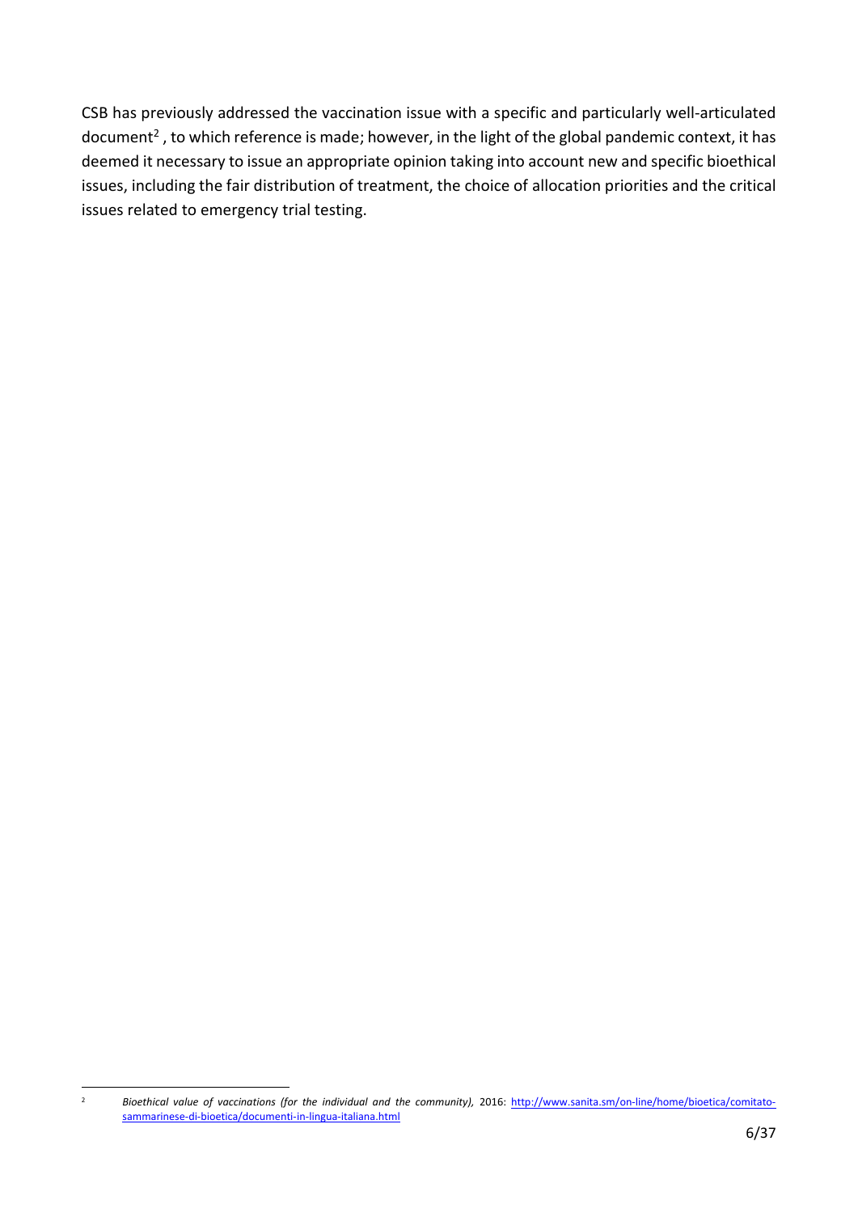CSB has previously addressed the vaccination issue with a specific and particularly well-articulated document[2], to which reference is made; however, in the light of the global pandemic context, it has deemed it necessary to issue an appropriate opinion taking into account new and specific bioethical issues, including the fair distribution of treatment, the choice of allocation priorities and the critical issues related to emergency trial testing.

[2] *Bioethical value of vaccinations (for the individual and the community),* 2016: http://www.sanita.sm/on-line/home/bioetica/comitato-sammarinese-di-bioetica/documenti-in-lingua-italiana.html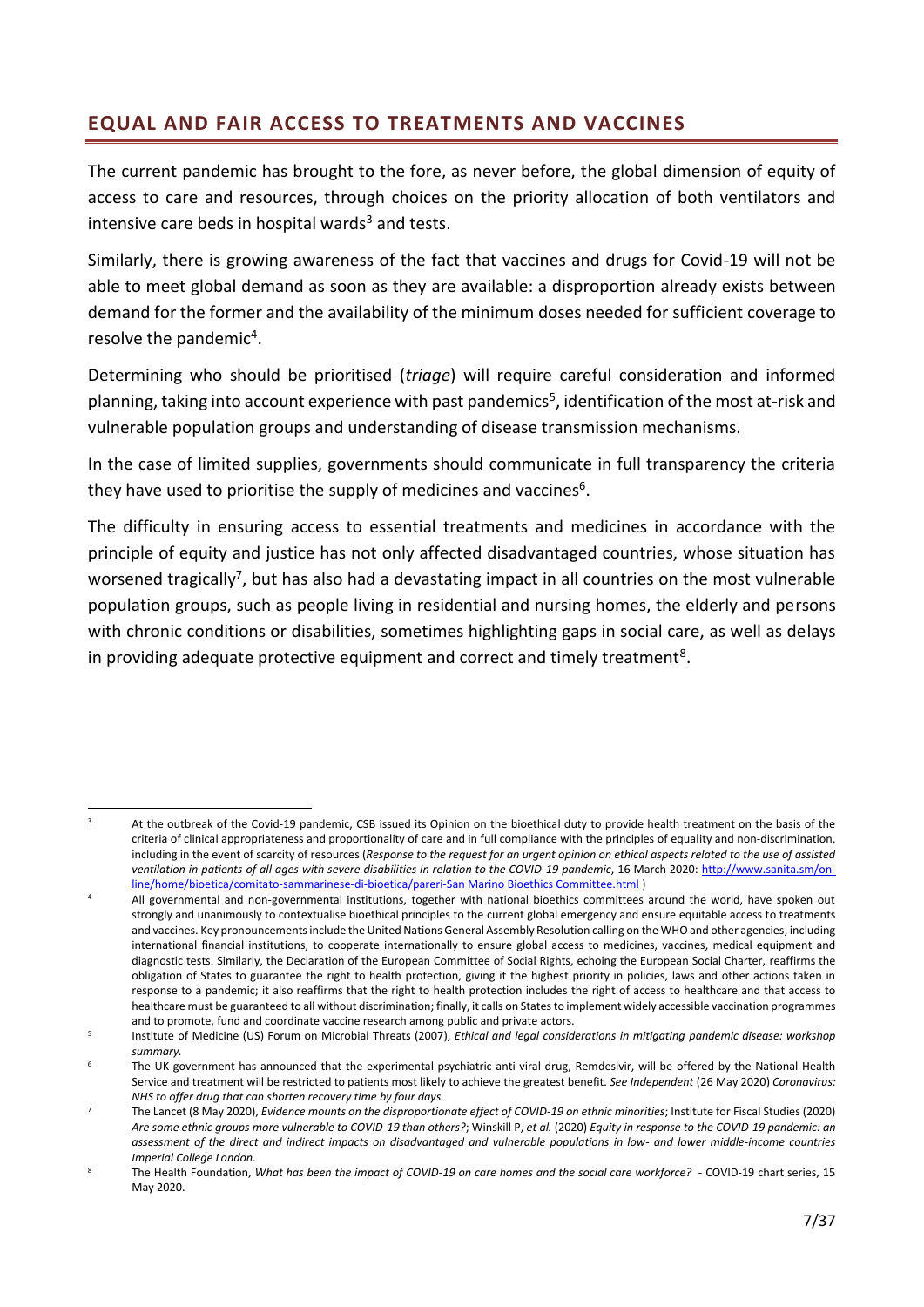## EQUAL AND FAIR ACCESS TO TREATMENTS AND VACCINES

The current pandemic has brought to the fore, as never before, the global dimension of equity of access to care and resources, through choices on the priority allocation of both ventilators and intensive care beds in hospital wards[3] and tests.

Similarly, there is growing awareness of the fact that vaccines and drugs for Covid-19 will not be able to meet global demand as soon as they are available: a disproportion already exists between demand for the former and the availability of the minimum doses needed for sufficient coverage to resolve the pandemic[4].

Determining who should be prioritised (*triage*) will require careful consideration and informed planning, taking into account experience with past pandemics[5], identification of the most at-risk and vulnerable population groups and understanding of disease transmission mechanisms.

In the case of limited supplies, governments should communicate in full transparency the criteria they have used to prioritise the supply of medicines and vaccines[6].

The difficulty in ensuring access to essential treatments and medicines in accordance with the principle of equity and justice has not only affected disadvantaged countries, whose situation has worsened tragically[7], but has also had a devastating impact in all countries on the most vulnerable population groups, such as people living in residential and nursing homes, the elderly and persons with chronic conditions or disabilities, sometimes highlighting gaps in social care, as well as delays in providing adequate protective equipment and correct and timely treatment[8].

---

[3] At the outbreak of the Covid-19 pandemic, CSB issued its Opinion on the bioethical duty to provide health treatment on the basis of the criteria of clinical appropriateness and proportionality of care and in full compliance with the principles of equality and non-discrimination, including in the event of scarcity of resources (*Response to the request for an urgent opinion on ethical aspects related to the use of assisted ventilation in patients of all ages with severe disabilities in relation to the COVID-19 pandemic*, 16 March 2020: [http://www.sanita.sm/on-line/home/bioetica/comitato-sammarinese-di-bioetica/pareri-San Marino Bioethics Committee.html](http://www.sanita.sm/on-line/home/bioetica/comitato-sammarinese-di-bioetica/pareri-San Marino Bioethics Committee.html) )

[4] All governmental and non-governmental institutions, together with national bioethics committees around the world, have spoken out strongly and unanimously to contextualise bioethical principles to the current global emergency and ensure equitable access to treatments and vaccines. Key pronouncements include the United Nations General Assembly Resolution calling on the WHO and other agencies, including international financial institutions, to cooperate internationally to ensure global access to medicines, vaccines, medical equipment and diagnostic tests. Similarly, the Declaration of the European Committee of Social Rights, echoing the European Social Charter, reaffirms the obligation of States to guarantee the right to health protection, giving it the highest priority in policies, laws and other actions taken in response to a pandemic; it also reaffirms that the right to health protection includes the right of access to healthcare and that access to healthcare must be guaranteed to all without discrimination; finally, it calls on States to implement widely accessible vaccination programmes and to promote, fund and coordinate vaccine research among public and private actors.

[5] Institute of Medicine (US) Forum on Microbial Threats (2007), *Ethical and legal considerations in mitigating pandemic disease: workshop summary.*

[6] The UK government has announced that the experimental psychiatric anti-viral drug, Remdesivir, will be offered by the National Health Service and treatment will be restricted to patients most likely to achieve the greatest benefit. *See Independent* (26 May 2020) *Coronavirus: NHS to offer drug that can shorten recovery time by four days.*

[7] The Lancet (8 May 2020), *Evidence mounts on the disproportionate effect of COVID-19 on ethnic minorities*; Institute for Fiscal Studies (2020) *Are some ethnic groups more vulnerable to COVID-19 than others?*; Winskill P, *et al.* (2020) *Equity in response to the COVID-19 pandemic: an assessment of the direct and indirect impacts on disadvantaged and vulnerable populations in low- and lower middle-income countries Imperial College London*.

[8] The Health Foundation, *What has been the impact of COVID-19 on care homes and the social care workforce?* - COVID-19 chart series, 15 May 2020.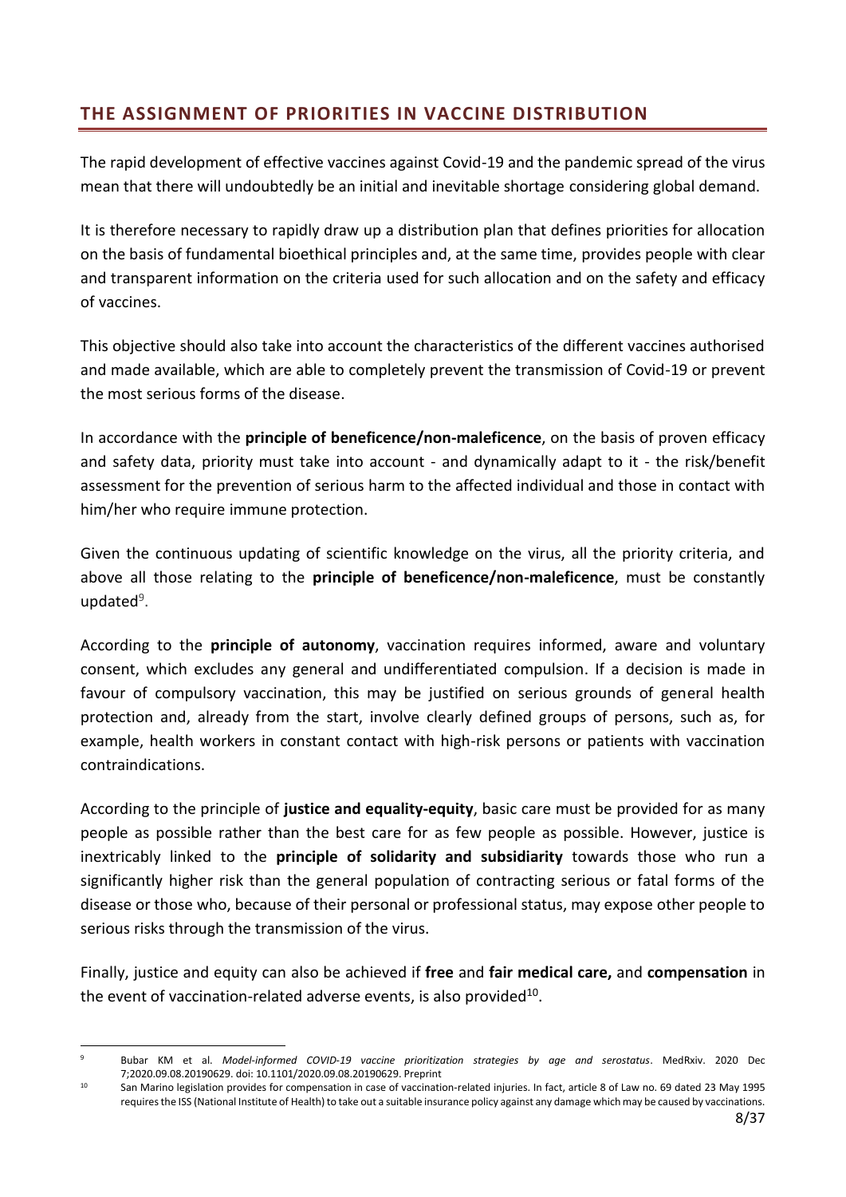## THE ASSIGNMENT OF PRIORITIES IN VACCINE DISTRIBUTION

The rapid development of effective vaccines against Covid-19 and the pandemic spread of the virus mean that there will undoubtedly be an initial and inevitable shortage considering global demand.

It is therefore necessary to rapidly draw up a distribution plan that defines priorities for allocation on the basis of fundamental bioethical principles and, at the same time, provides people with clear and transparent information on the criteria used for such allocation and on the safety and efficacy of vaccines.

This objective should also take into account the characteristics of the different vaccines authorised and made available, which are able to completely prevent the transmission of Covid-19 or prevent the most serious forms of the disease.

In accordance with the **principle of beneficence/non-maleficence**, on the basis of proven efficacy and safety data, priority must take into account - and dynamically adapt to it - the risk/benefit assessment for the prevention of serious harm to the affected individual and those in contact with him/her who require immune protection.

Given the continuous updating of scientific knowledge on the virus, all the priority criteria, and above all those relating to the **principle of beneficence/non-maleficence**, must be constantly updated[9].

According to the **principle of autonomy**, vaccination requires informed, aware and voluntary consent, which excludes any general and undifferentiated compulsion. If a decision is made in favour of compulsory vaccination, this may be justified on serious grounds of general health protection and, already from the start, involve clearly defined groups of persons, such as, for example, health workers in constant contact with high-risk persons or patients with vaccination contraindications.

According to the principle of **justice and equality-equity**, basic care must be provided for as many people as possible rather than the best care for as few people as possible. However, justice is inextricably linked to the **principle of solidarity and subsidiarity** towards those who run a significantly higher risk than the general population of contracting serious or fatal forms of the disease or those who, because of their personal or professional status, may expose other people to serious risks through the transmission of the virus.

Finally, justice and equity can also be achieved if **free** and **fair medical care,** and **compensation** in the event of vaccination-related adverse events, is also provided[10].

---

[9] Bubar KM et al. *Model-informed COVID-19 vaccine prioritization strategies by age and serostatus*. MedRxiv. 2020 Dec 7;2020.09.08.20190629. doi: 10.1101/2020.09.08.20190629. Preprint

[10] San Marino legislation provides for compensation in case of vaccination-related injuries. In fact, article 8 of Law no. 69 dated 23 May 1995 requires the ISS (National Institute of Health) to take out a suitable insurance policy against any damage which may be caused by vaccinations.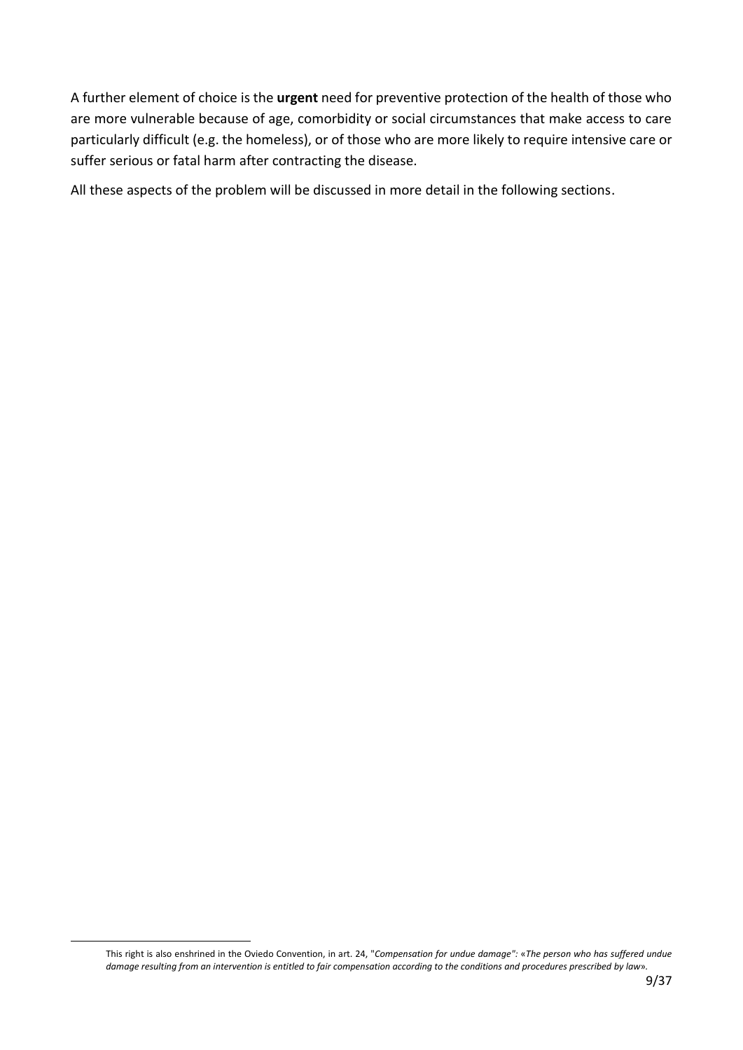A further element of choice is the **urgent** need for preventive protection of the health of those who are more vulnerable because of age, comorbidity or social circumstances that make access to care particularly difficult (e.g. the homeless), or of those who are more likely to require intensive care or suffer serious or fatal harm after contracting the disease.

All these aspects of the problem will be discussed in more detail in the following sections.

---

This right is also enshrined in the Oviedo Convention, in art. 24, "*Compensation for undue damage":* «*The person who has suffered undue damage resulting from an intervention is entitled to fair compensation according to the conditions and procedures prescribed by law*».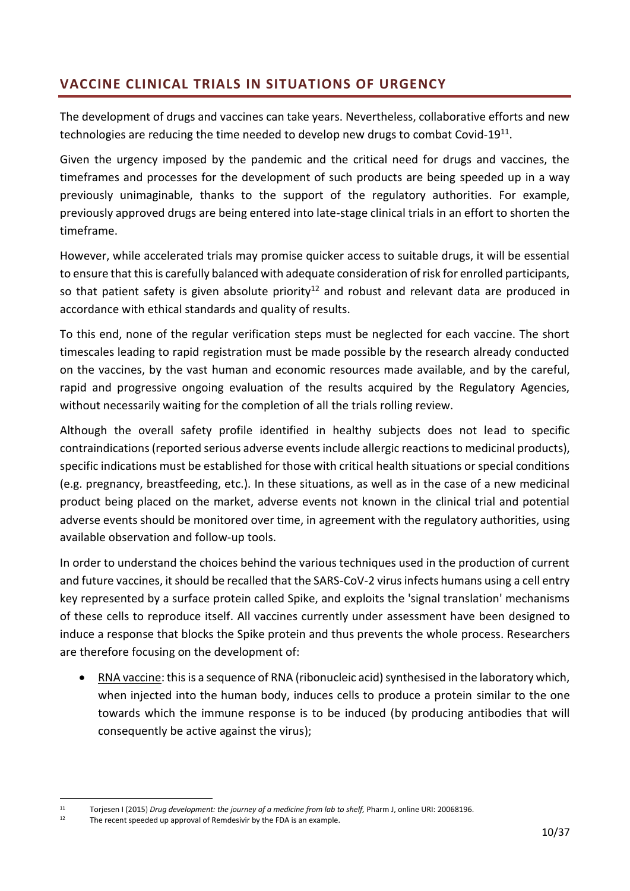## VACCINE CLINICAL TRIALS IN SITUATIONS OF URGENCY

The development of drugs and vaccines can take years. Nevertheless, collaborative efforts and new technologies are reducing the time needed to develop new drugs to combat Covid-19[11].

Given the urgency imposed by the pandemic and the critical need for drugs and vaccines, the timeframes and processes for the development of such products are being speeded up in a way previously unimaginable, thanks to the support of the regulatory authorities. For example, previously approved drugs are being entered into late-stage clinical trials in an effort to shorten the timeframe.

However, while accelerated trials may promise quicker access to suitable drugs, it will be essential to ensure that this is carefully balanced with adequate consideration of risk for enrolled participants, so that patient safety is given absolute priority[12] and robust and relevant data are produced in accordance with ethical standards and quality of results.

To this end, none of the regular verification steps must be neglected for each vaccine. The short timescales leading to rapid registration must be made possible by the research already conducted on the vaccines, by the vast human and economic resources made available, and by the careful, rapid and progressive ongoing evaluation of the results acquired by the Regulatory Agencies, without necessarily waiting for the completion of all the trials rolling review.

Although the overall safety profile identified in healthy subjects does not lead to specific contraindications (reported serious adverse events include allergic reactions to medicinal products), specific indications must be established for those with critical health situations or special conditions (e.g. pregnancy, breastfeeding, etc.). In these situations, as well as in the case of a new medicinal product being placed on the market, adverse events not known in the clinical trial and potential adverse events should be monitored over time, in agreement with the regulatory authorities, using available observation and follow-up tools.

In order to understand the choices behind the various techniques used in the production of current and future vaccines, it should be recalled that the SARS-CoV-2 virus infects humans using a cell entry key represented by a surface protein called Spike, and exploits the 'signal translation' mechanisms of these cells to reproduce itself. All vaccines currently under assessment have been designed to induce a response that blocks the Spike protein and thus prevents the whole process. Researchers are therefore focusing on the development of:

- RNA vaccine: this is a sequence of RNA (ribonucleic acid) synthesised in the laboratory which, when injected into the human body, induces cells to produce a protein similar to the one towards which the immune response is to be induced (by producing antibodies that will consequently be active against the virus);

---

[11] Torjesen I (2015) *Drug development: the journey of a medicine from lab to shelf,* Pharm J, online URI: 20068196.

[12] The recent speeded up approval of Remdesivir by the FDA is an example.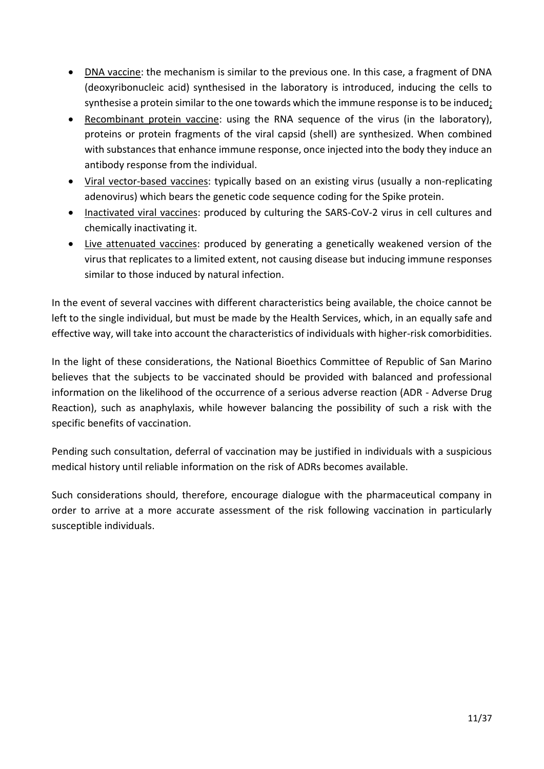- <u>DNA vaccine</u>: the mechanism is similar to the previous one. In this case, a fragment of DNA (deoxyribonucleic acid) synthesised in the laboratory is introduced, inducing the cells to synthesise a protein similar to the one towards which the immune response is to be induced;
- <u>Recombinant protein vaccine</u>: using the RNA sequence of the virus (in the laboratory), proteins or protein fragments of the viral capsid (shell) are synthesized. When combined with substances that enhance immune response, once injected into the body they induce an antibody response from the individual.
- <u>Viral vector-based vaccines</u>: typically based on an existing virus (usually a non-replicating adenovirus) which bears the genetic code sequence coding for the Spike protein.
- <u>Inactivated viral vaccines</u>: produced by culturing the SARS-CoV-2 virus in cell cultures and chemically inactivating it.
- <u>Live attenuated vaccines</u>: produced by generating a genetically weakened version of the virus that replicates to a limited extent, not causing disease but inducing immune responses similar to those induced by natural infection.

In the event of several vaccines with different characteristics being available, the choice cannot be left to the single individual, but must be made by the Health Services, which, in an equally safe and effective way, will take into account the characteristics of individuals with higher-risk comorbidities.

In the light of these considerations, the National Bioethics Committee of Republic of San Marino believes that the subjects to be vaccinated should be provided with balanced and professional information on the likelihood of the occurrence of a serious adverse reaction (ADR - Adverse Drug Reaction), such as anaphylaxis, while however balancing the possibility of such a risk with the specific benefits of vaccination.

Pending such consultation, deferral of vaccination may be justified in individuals with a suspicious medical history until reliable information on the risk of ADRs becomes available.

Such considerations should, therefore, encourage dialogue with the pharmaceutical company in order to arrive at a more accurate assessment of the risk following vaccination in particularly susceptible individuals.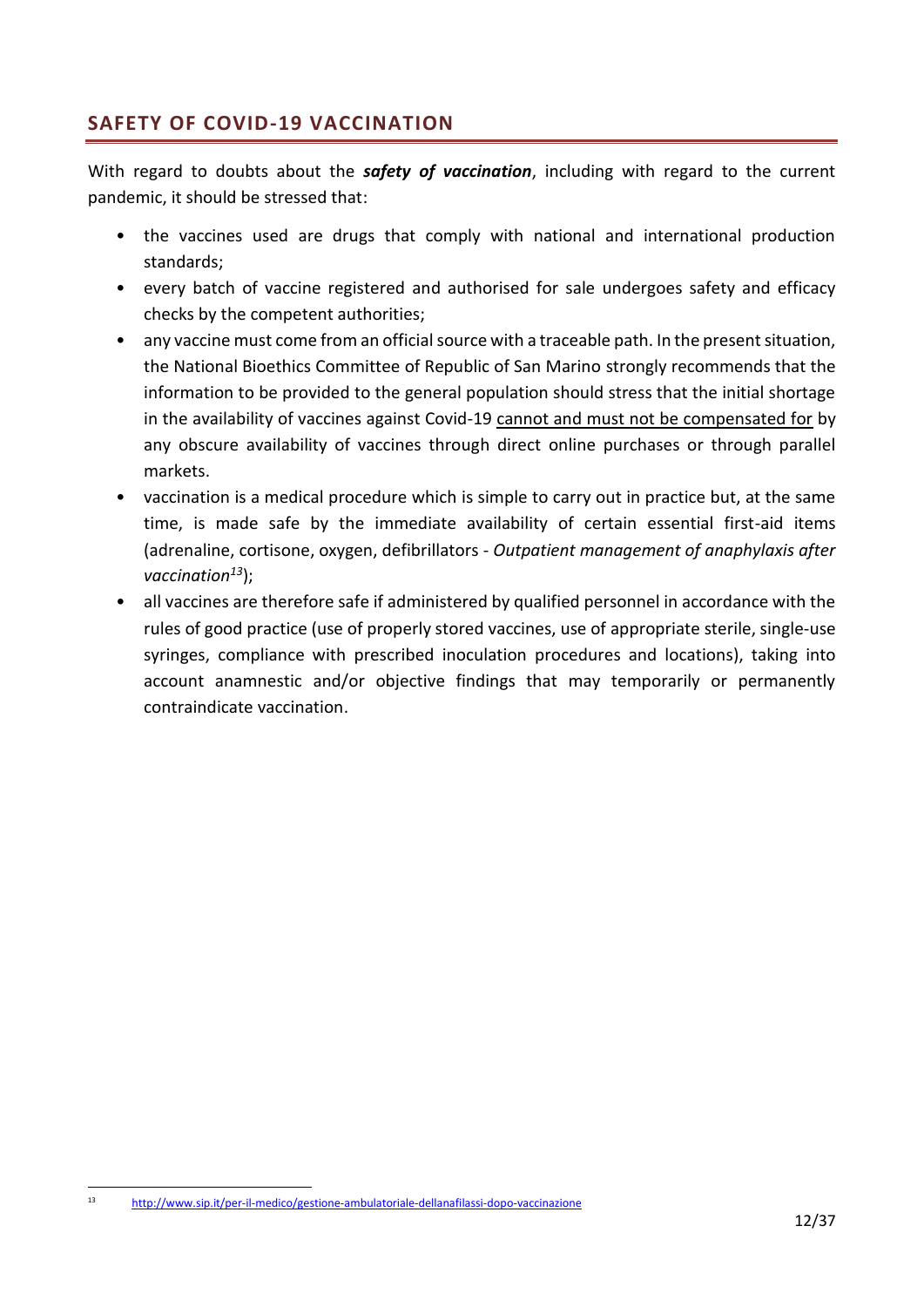## SAFETY OF COVID-19 VACCINATION

With regard to doubts about the ***safety of vaccination***, including with regard to the current pandemic, it should be stressed that:

- the vaccines used are drugs that comply with national and international production standards;
- every batch of vaccine registered and authorised for sale undergoes safety and efficacy checks by the competent authorities;
- any vaccine must come from an official source with a traceable path. In the present situation, the National Bioethics Committee of Republic of San Marino strongly recommends that the information to be provided to the general population should stress that the initial shortage in the availability of vaccines against Covid-19 <u>cannot and must not be compensated for</u> by any obscure availability of vaccines through direct online purchases or through parallel markets.
- vaccination is a medical procedure which is simple to carry out in practice but, at the same time, is made safe by the immediate availability of certain essential first-aid items (adrenaline, cortisone, oxygen, defibrillators - *Outpatient management of anaphylaxis after vaccination*[13]);
- all vaccines are therefore safe if administered by qualified personnel in accordance with the rules of good practice (use of properly stored vaccines, use of appropriate sterile, single-use syringes, compliance with prescribed inoculation procedures and locations), taking into account anamnestic and/or objective findings that may temporarily or permanently contraindicate vaccination.

---

[13] http://www.sip.it/per-il-medico/gestione-ambulatoriale-dellanafilassi-dopo-vaccinazione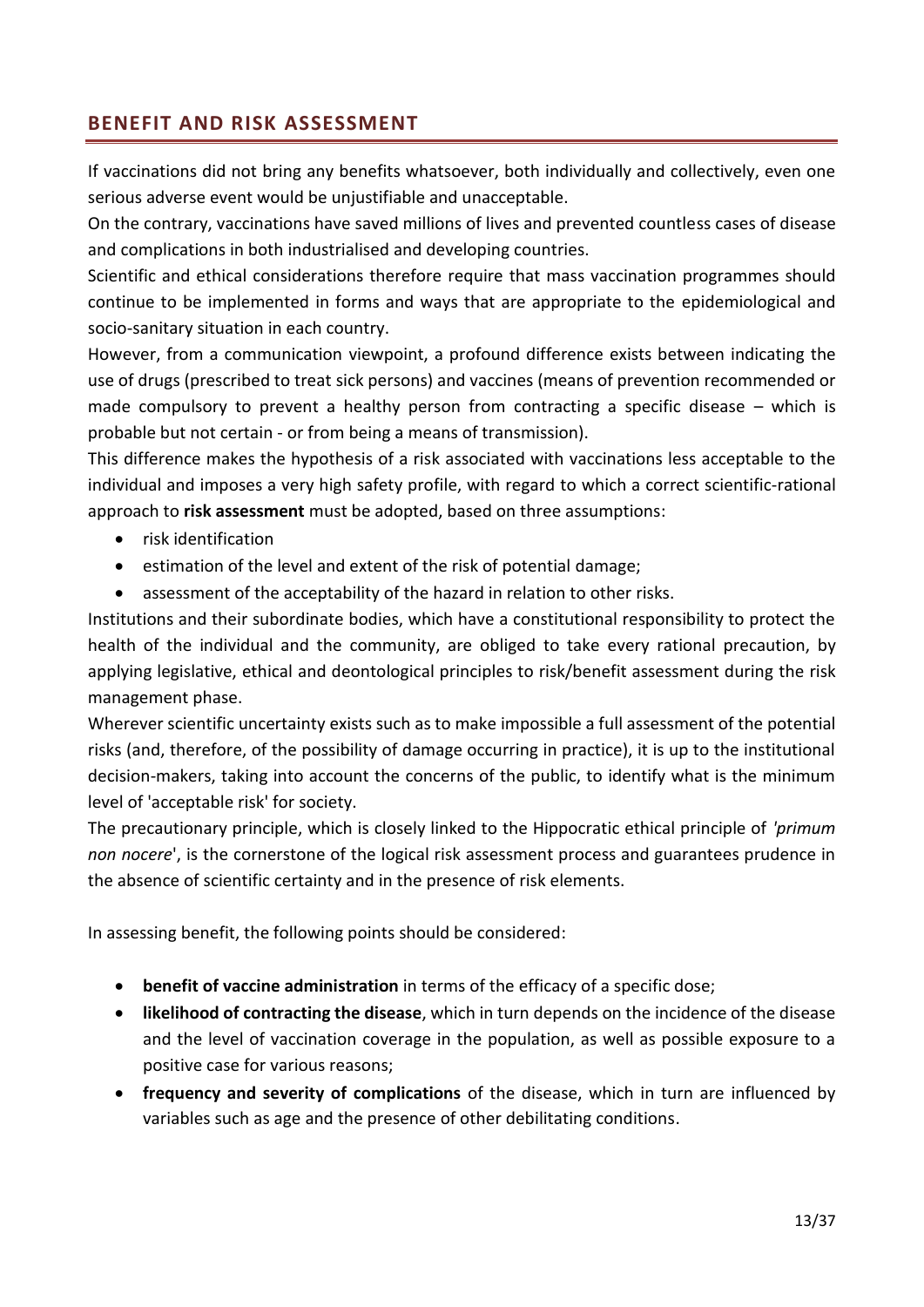## BENEFIT AND RISK ASSESSMENT

If vaccinations did not bring any benefits whatsoever, both individually and collectively, even one serious adverse event would be unjustifiable and unacceptable.

On the contrary, vaccinations have saved millions of lives and prevented countless cases of disease and complications in both industrialised and developing countries.

Scientific and ethical considerations therefore require that mass vaccination programmes should continue to be implemented in forms and ways that are appropriate to the epidemiological and socio-sanitary situation in each country.

However, from a communication viewpoint, a profound difference exists between indicating the use of drugs (prescribed to treat sick persons) and vaccines (means of prevention recommended or made compulsory to prevent a healthy person from contracting a specific disease – which is probable but not certain - or from being a means of transmission).

This difference makes the hypothesis of a risk associated with vaccinations less acceptable to the individual and imposes a very high safety profile, with regard to which a correct scientific-rational approach to **risk assessment** must be adopted, based on three assumptions:

- risk identification
- estimation of the level and extent of the risk of potential damage;
- assessment of the acceptability of the hazard in relation to other risks.

Institutions and their subordinate bodies, which have a constitutional responsibility to protect the health of the individual and the community, are obliged to take every rational precaution, by applying legislative, ethical and deontological principles to risk/benefit assessment during the risk management phase.

Wherever scientific uncertainty exists such as to make impossible a full assessment of the potential risks (and, therefore, of the possibility of damage occurring in practice), it is up to the institutional decision-makers, taking into account the concerns of the public, to identify what is the minimum level of 'acceptable risk' for society.

The precautionary principle, which is closely linked to the Hippocratic ethical principle of *'primum non nocere*', is the cornerstone of the logical risk assessment process and guarantees prudence in the absence of scientific certainty and in the presence of risk elements.

In assessing benefit, the following points should be considered:

- **benefit of vaccine administration** in terms of the efficacy of a specific dose;
- **likelihood of contracting the disease**, which in turn depends on the incidence of the disease and the level of vaccination coverage in the population, as well as possible exposure to a positive case for various reasons;
- **frequency and severity of complications** of the disease, which in turn are influenced by variables such as age and the presence of other debilitating conditions.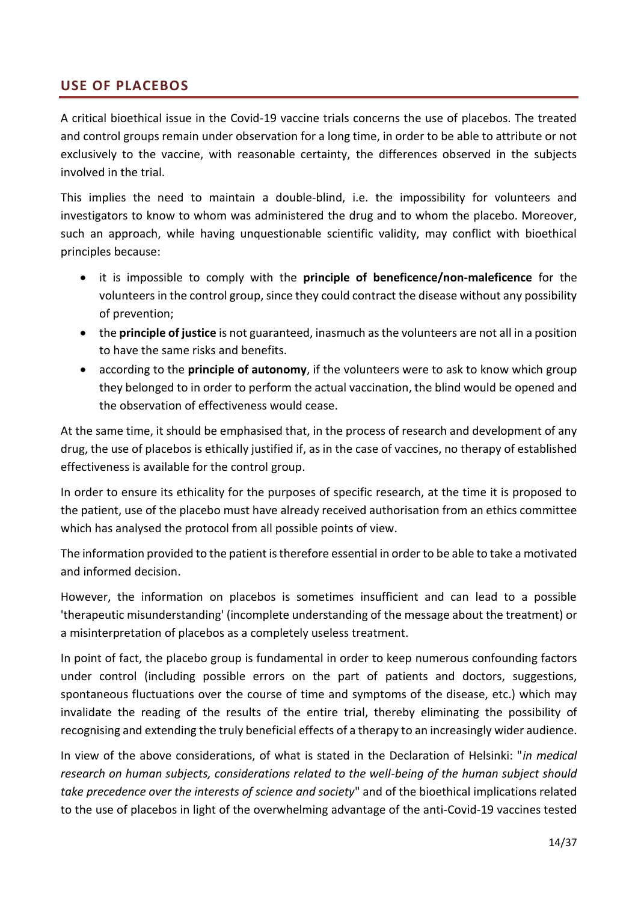## USE OF PLACEBOS

A critical bioethical issue in the Covid-19 vaccine trials concerns the use of placebos. The treated and control groups remain under observation for a long time, in order to be able to attribute or not exclusively to the vaccine, with reasonable certainty, the differences observed in the subjects involved in the trial.

This implies the need to maintain a double-blind, i.e. the impossibility for volunteers and investigators to know to whom was administered the drug and to whom the placebo. Moreover, such an approach, while having unquestionable scientific validity, may conflict with bioethical principles because:

- it is impossible to comply with the **principle of beneficence/non-maleficence** for the volunteers in the control group, since they could contract the disease without any possibility of prevention;
- the **principle of justice** is not guaranteed, inasmuch as the volunteers are not all in a position to have the same risks and benefits.
- according to the **principle of autonomy**, if the volunteers were to ask to know which group they belonged to in order to perform the actual vaccination, the blind would be opened and the observation of effectiveness would cease.

At the same time, it should be emphasised that, in the process of research and development of any drug, the use of placebos is ethically justified if, as in the case of vaccines, no therapy of established effectiveness is available for the control group.

In order to ensure its ethicality for the purposes of specific research, at the time it is proposed to the patient, use of the placebo must have already received authorisation from an ethics committee which has analysed the protocol from all possible points of view.

The information provided to the patient is therefore essential in order to be able to take a motivated and informed decision.

However, the information on placebos is sometimes insufficient and can lead to a possible 'therapeutic misunderstanding' (incomplete understanding of the message about the treatment) or a misinterpretation of placebos as a completely useless treatment.

In point of fact, the placebo group is fundamental in order to keep numerous confounding factors under control (including possible errors on the part of patients and doctors, suggestions, spontaneous fluctuations over the course of time and symptoms of the disease, etc.) which may invalidate the reading of the results of the entire trial, thereby eliminating the possibility of recognising and extending the truly beneficial effects of a therapy to an increasingly wider audience.

In view of the above considerations, of what is stated in the Declaration of Helsinki: "*in medical research on human subjects, considerations related to the well-being of the human subject should take precedence over the interests of science and society*" and of the bioethical implications related to the use of placebos in light of the overwhelming advantage of the anti-Covid-19 vaccines tested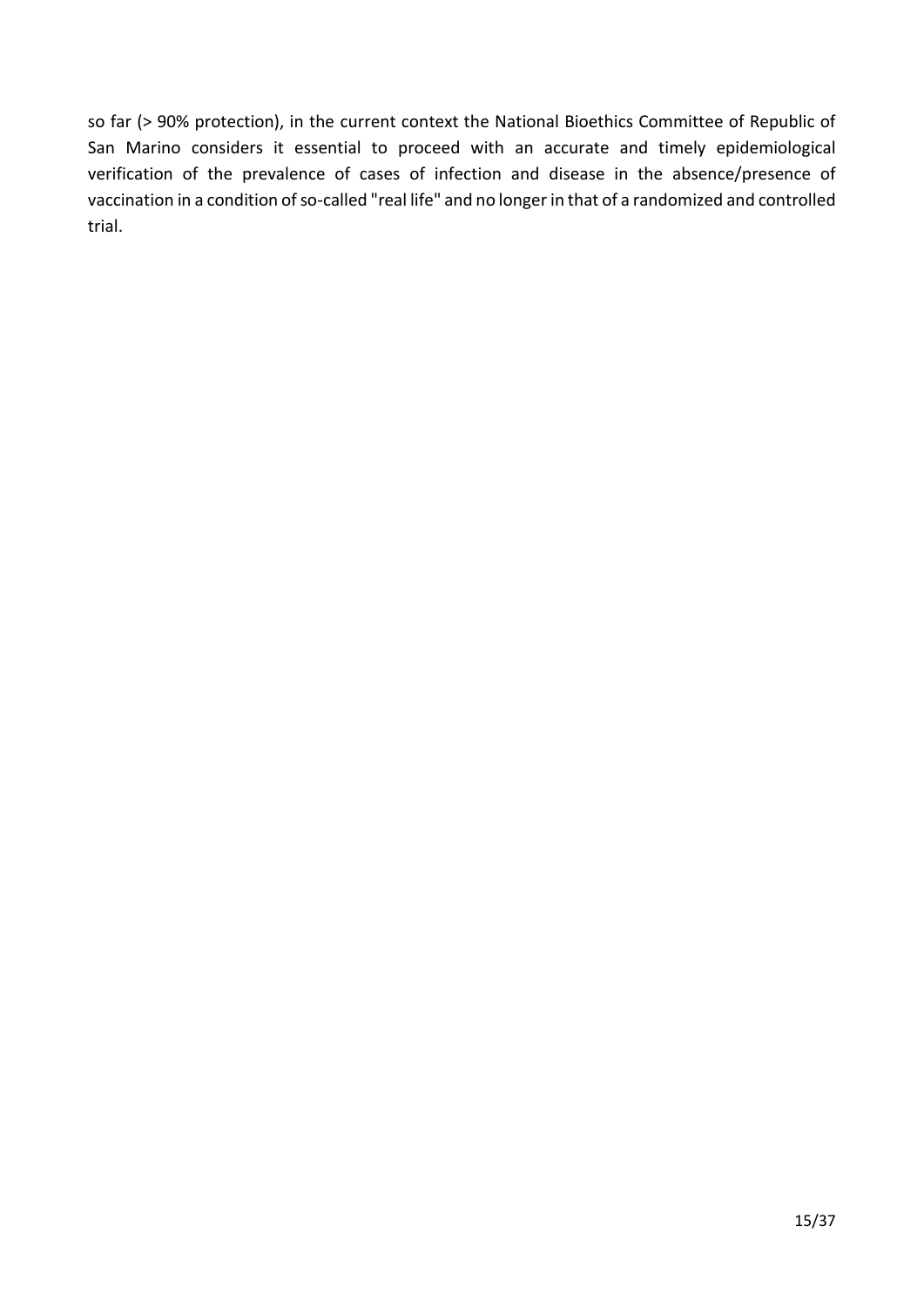so far (> 90% protection), in the current context the National Bioethics Committee of Republic of San Marino considers it essential to proceed with an accurate and timely epidemiological verification of the prevalence of cases of infection and disease in the absence/presence of vaccination in a condition of so-called "real life" and no longer in that of a randomized and controlled trial.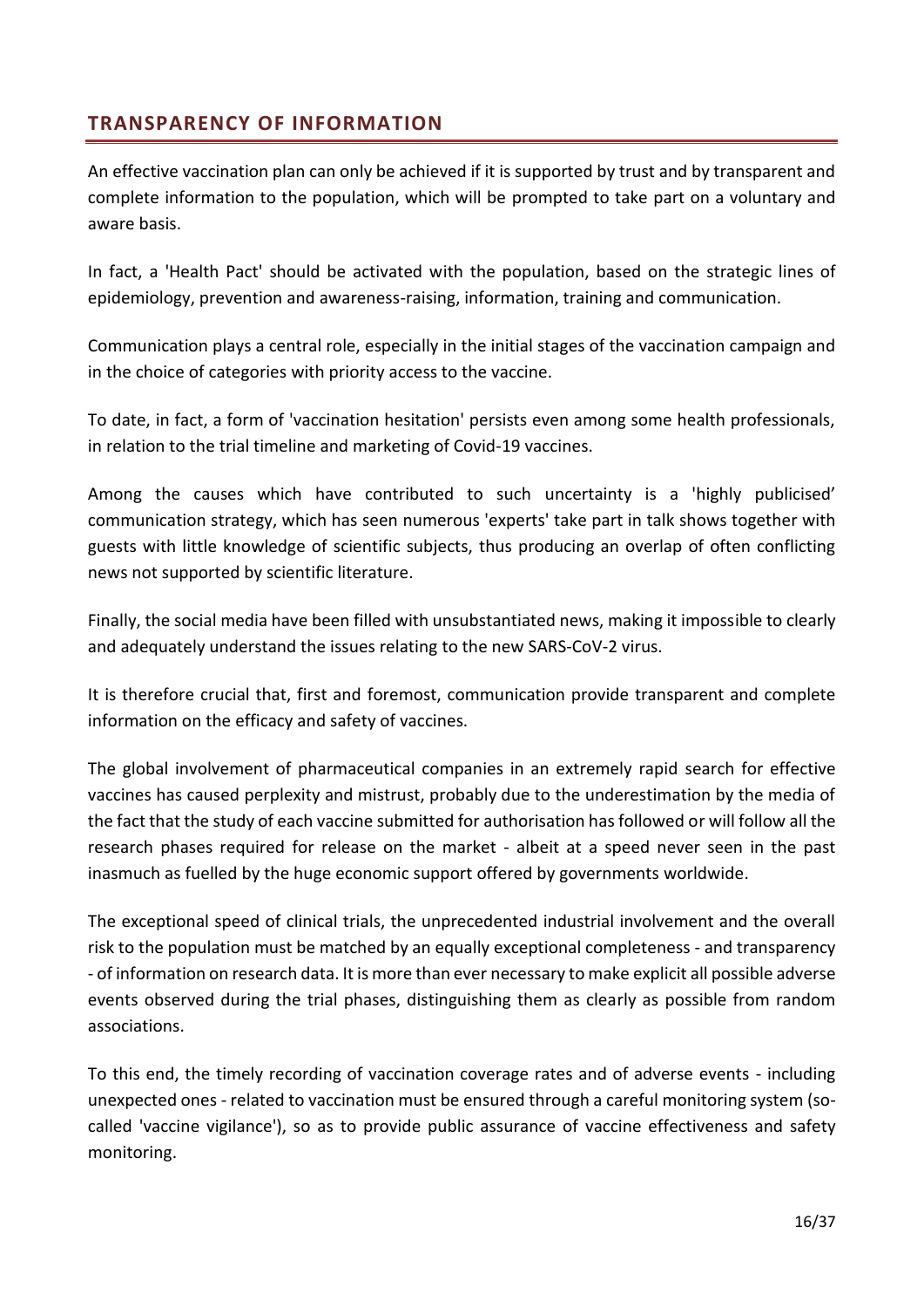## TRANSPARENCY OF INFORMATION

An effective vaccination plan can only be achieved if it is supported by trust and by transparent and complete information to the population, which will be prompted to take part on a voluntary and aware basis.

In fact, a 'Health Pact' should be activated with the population, based on the strategic lines of epidemiology, prevention and awareness-raising, information, training and communication.

Communication plays a central role, especially in the initial stages of the vaccination campaign and in the choice of categories with priority access to the vaccine.

To date, in fact, a form of 'vaccination hesitation' persists even among some health professionals, in relation to the trial timeline and marketing of Covid-19 vaccines.

Among the causes which have contributed to such uncertainty is a 'highly publicised' communication strategy, which has seen numerous 'experts' take part in talk shows together with guests with little knowledge of scientific subjects, thus producing an overlap of often conflicting news not supported by scientific literature.

Finally, the social media have been filled with unsubstantiated news, making it impossible to clearly and adequately understand the issues relating to the new SARS-CoV-2 virus.

It is therefore crucial that, first and foremost, communication provide transparent and complete information on the efficacy and safety of vaccines.

The global involvement of pharmaceutical companies in an extremely rapid search for effective vaccines has caused perplexity and mistrust, probably due to the underestimation by the media of the fact that the study of each vaccine submitted for authorisation has followed or will follow all the research phases required for release on the market - albeit at a speed never seen in the past inasmuch as fuelled by the huge economic support offered by governments worldwide.

The exceptional speed of clinical trials, the unprecedented industrial involvement and the overall risk to the population must be matched by an equally exceptional completeness - and transparency - of information on research data. It is more than ever necessary to make explicit all possible adverse events observed during the trial phases, distinguishing them as clearly as possible from random associations.

To this end, the timely recording of vaccination coverage rates and of adverse events - including unexpected ones - related to vaccination must be ensured through a careful monitoring system (so-called 'vaccine vigilance'), so as to provide public assurance of vaccine effectiveness and safety monitoring.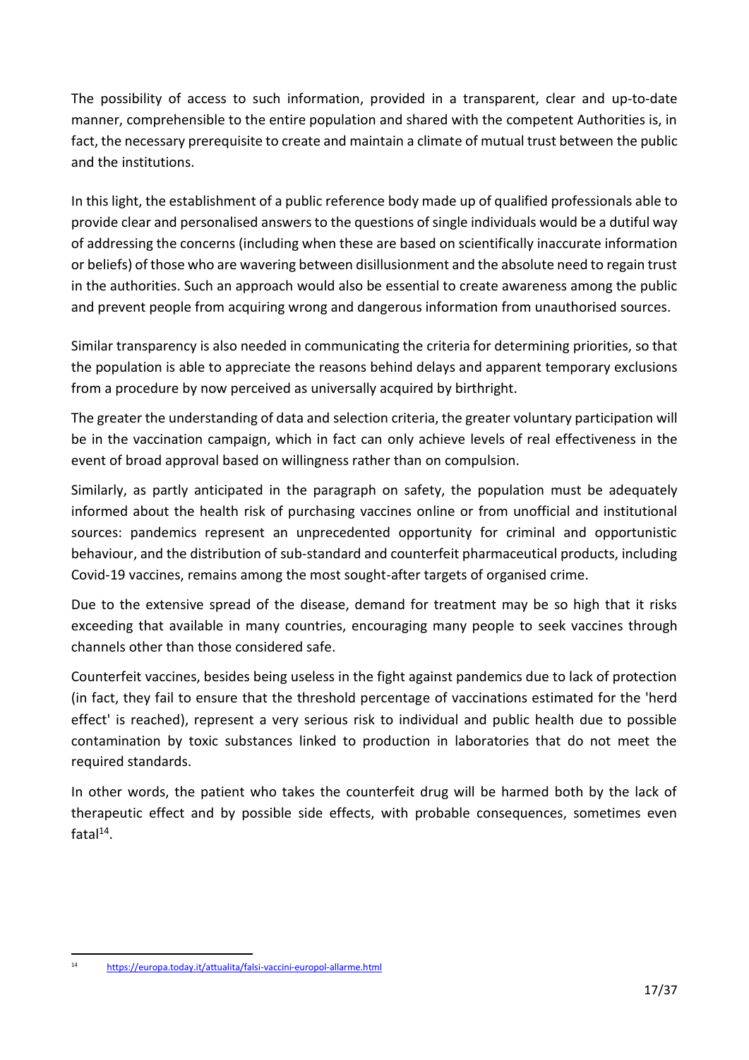The possibility of access to such information, provided in a transparent, clear and up-to-date manner, comprehensible to the entire population and shared with the competent Authorities is, in fact, the necessary prerequisite to create and maintain a climate of mutual trust between the public and the institutions.

In this light, the establishment of a public reference body made up of qualified professionals able to provide clear and personalised answers to the questions of single individuals would be a dutiful way of addressing the concerns (including when these are based on scientifically inaccurate information or beliefs) of those who are wavering between disillusionment and the absolute need to regain trust in the authorities. Such an approach would also be essential to create awareness among the public and prevent people from acquiring wrong and dangerous information from unauthorised sources.

Similar transparency is also needed in communicating the criteria for determining priorities, so that the population is able to appreciate the reasons behind delays and apparent temporary exclusions from a procedure by now perceived as universally acquired by birthright.

The greater the understanding of data and selection criteria, the greater voluntary participation will be in the vaccination campaign, which in fact can only achieve levels of real effectiveness in the event of broad approval based on willingness rather than on compulsion.

Similarly, as partly anticipated in the paragraph on safety, the population must be adequately informed about the health risk of purchasing vaccines online or from unofficial and institutional sources: pandemics represent an unprecedented opportunity for criminal and opportunistic behaviour, and the distribution of sub-standard and counterfeit pharmaceutical products, including Covid-19 vaccines, remains among the most sought-after targets of organised crime.

Due to the extensive spread of the disease, demand for treatment may be so high that it risks exceeding that available in many countries, encouraging many people to seek vaccines through channels other than those considered safe.

Counterfeit vaccines, besides being useless in the fight against pandemics due to lack of protection (in fact, they fail to ensure that the threshold percentage of vaccinations estimated for the 'herd effect' is reached), represent a very serious risk to individual and public health due to possible contamination by toxic substances linked to production in laboratories that do not meet the required standards.

In other words, the patient who takes the counterfeit drug will be harmed both by the lack of therapeutic effect and by possible side effects, with probable consequences, sometimes even fatal[14].

---

[14] https://europa.today.it/attualita/falsi-vaccini-europol-allarme.html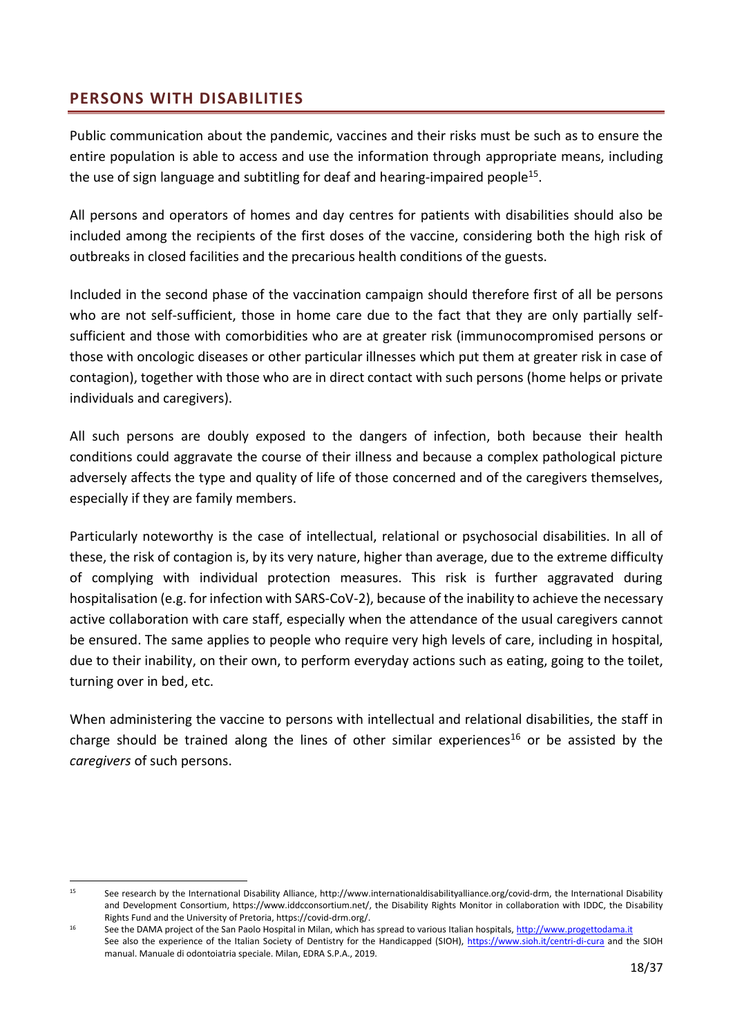## PERSONS WITH DISABILITIES

Public communication about the pandemic, vaccines and their risks must be such as to ensure the entire population is able to access and use the information through appropriate means, including the use of sign language and subtitling for deaf and hearing-impaired people[15].

All persons and operators of homes and day centres for patients with disabilities should also be included among the recipients of the first doses of the vaccine, considering both the high risk of outbreaks in closed facilities and the precarious health conditions of the guests.

Included in the second phase of the vaccination campaign should therefore first of all be persons who are not self-sufficient, those in home care due to the fact that they are only partially self-sufficient and those with comorbidities who are at greater risk (immunocompromised persons or those with oncologic diseases or other particular illnesses which put them at greater risk in case of contagion), together with those who are in direct contact with such persons (home helps or private individuals and caregivers).

All such persons are doubly exposed to the dangers of infection, both because their health conditions could aggravate the course of their illness and because a complex pathological picture adversely affects the type and quality of life of those concerned and of the caregivers themselves, especially if they are family members.

Particularly noteworthy is the case of intellectual, relational or psychosocial disabilities. In all of these, the risk of contagion is, by its very nature, higher than average, due to the extreme difficulty of complying with individual protection measures. This risk is further aggravated during hospitalisation (e.g. for infection with SARS-CoV-2), because of the inability to achieve the necessary active collaboration with care staff, especially when the attendance of the usual caregivers cannot be ensured. The same applies to people who require very high levels of care, including in hospital, due to their inability, on their own, to perform everyday actions such as eating, going to the toilet, turning over in bed, etc.

When administering the vaccine to persons with intellectual and relational disabilities, the staff in charge should be trained along the lines of other similar experiences[16] or be assisted by the *caregivers* of such persons.

---

[15] See research by the International Disability Alliance, http://www.internationaldisabilityalliance.org/covid-drm, the International Disability and Development Consortium, https://www.iddcconsortium.net/, the Disability Rights Monitor in collaboration with IDDC, the Disability Rights Fund and the University of Pretoria, https://covid-drm.org/.

[16] See the DAMA project of the San Paolo Hospital in Milan, which has spread to various Italian hospitals, http://www.progettodama.it
See also the experience of the Italian Society of Dentistry for the Handicapped (SIOH), https://www.sioh.it/centri-di-cura and the SIOH manual. Manuale di odontoiatria speciale. Milan, EDRA S.P.A., 2019.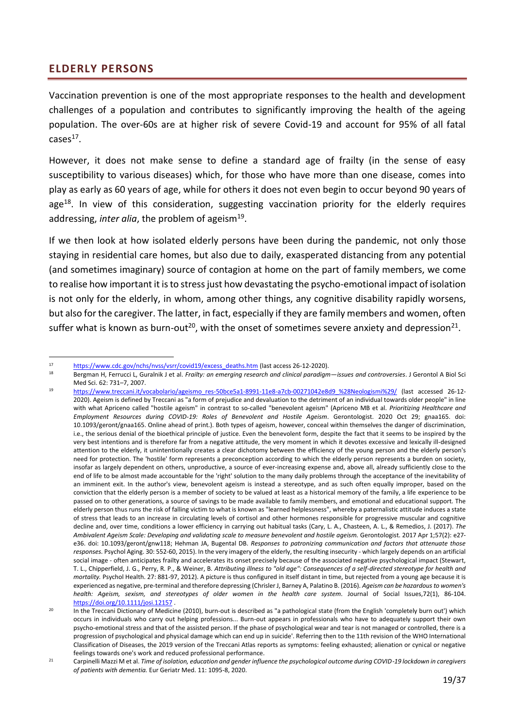## ELDERLY PERSONS

Vaccination prevention is one of the most appropriate responses to the health and development challenges of a population and contributes to significantly improving the health of the ageing population. The over-60s are at higher risk of severe Covid-19 and account for 95% of all fatal cases[17].

However, it does not make sense to define a standard age of frailty (in the sense of easy susceptibility to various diseases) which, for those who have more than one disease, comes into play as early as 60 years of age, while for others it does not even begin to occur beyond 90 years of age[18]. In view of this consideration, suggesting vaccination priority for the elderly requires addressing, *inter alia*, the problem of ageism[19].

If we then look at how isolated elderly persons have been during the pandemic, not only those staying in residential care homes, but also due to daily, exasperated distancing from any potential (and sometimes imaginary) source of contagion at home on the part of family members, we come to realise how important it is to stress just how devastating the psycho-emotional impact of isolation is not only for the elderly, in whom, among other things, any cognitive disability rapidly worsens, but also for the caregiver. The latter, in fact, especially if they are family members and women, often suffer what is known as burn-out[20], with the onset of sometimes severe anxiety and depression[21].

---

[17] https://www.cdc.gov/nchs/nvss/vsrr/covid19/excess_deaths.htm (last access 26-12-2020).

[18] Bergman H, Ferrucci L, Guralnik J et al. *Frailty: an emerging research and clinical paradigm—issues and controversies*. J Gerontol A Biol Sci Med Sci. 62: 731–7, 2007.

[19] https://www.treccani.it/vocabolario/ageismo_res-50bce5a1-8991-11e8-a7cb-00271042e8d9_%28Neologismi%29/ (last accessed 26-12-2020). Ageism is defined by Treccani as "a form of prejudice and devaluation to the detriment of an individual towards older people" in line with what Apriceno called "hostile ageism" in contrast to so-called "benevolent ageism" (Apriceno MB et al. *Prioritizing Healthcare and Employment Resources during COVID-19: Roles of Benevolent and Hostile Ageism*. Gerontologist. 2020 Oct 29; gnaa165. doi: 10.1093/geront/gnaa165. Online ahead of print.). Both types of ageism, however, conceal within themselves the danger of discrimination, i.e., the serious denial of the bioethical principle of justice. Even the benevolent form, despite the fact that it seems to be inspired by the very best intentions and is therefore far from a negative attitude, the very moment in which it devotes excessive and lexically ill-designed attention to the elderly, it unintentionally creates a clear dichotomy between the efficiency of the young person and the elderly person's need for protection. The 'hostile' form represents a preconception according to which the elderly person represents a burden on society, insofar as largely dependent on others, unproductive, a source of ever-increasing expense and, above all, already sufficiently close to the end of life to be almost made accountable for the 'right' solution to the many daily problems through the acceptance of the inevitability of an imminent exit. In the author's view, benevolent ageism is instead a stereotype, and as such often equally improper, based on the conviction that the elderly person is a member of society to be valued at least as a historical memory of the family, a life experience to be passed on to other generations, a source of savings to be made available to family members, and emotional and educational support. The elderly person thus runs the risk of falling victim to what is known as "learned helplessness", whereby a paternalistic attitude induces a state of stress that leads to an increase in circulating levels of cortisol and other hormones responsible for progressive muscular and cognitive decline and, over time, conditions a lower efficiency in carrying out habitual tasks (Cary, L. A., Chasteen, A. L., & Remedios, J. (2017). *The Ambivalent Ageism Scale: Developing and validating scale to measure benevolent and hostile ageism.* Gerontologist. 2017 Apr 1;57(2): e27-e36. doi: 10.1093/geront/gnw118; Hehman JA, Bugental DB. *Responses to patronizing communication and factors that attenuate those responses.* Psychol Aging. 30: 552-60, 2015). In the very imagery of the elderly, the resulting insecurity - which largely depends on an artificial social image - often anticipates frailty and accelerates its onset precisely because of the associated negative psychological impact (Stewart, T. L., Chipperfield, J. G., Perry, R. P., & Weiner, B. *Attributing illness to "old age": Consequences of a self-directed stereotype for health and mortality.* Psychol Health. 27: 881-97, 2012). A picture is thus configured in itself distant in time, but rejected from a young age because it is experienced as negative, pre-terminal and therefore depressing (Chrisler J, Barney A, Palatino B. (2016). *Ageism can be hazardous to women's health: Ageism, sexism, and stereotypes of older women in the health care system*. Journal of Social Issues,72(1), 86-104. https://doi.org/10.1111/josi.12157 .

[20] In the Treccani Dictionary of Medicine (2010), burn-out is described as "a pathological state (from the English 'completely burn out') which occurs in individuals who carry out helping professions... Burn-out appears in professionals who have to adequately support their own psycho-emotional stress and that of the assisted person. If the phase of psychological wear and tear is not managed or controlled, there is a progression of psychological and physical damage which can end up in suicide'. Referring then to the 11th revision of the WHO International Classification of Diseases, the 2019 version of the Treccani Atlas reports as symptoms: feeling exhausted; alienation or cynical or negative feelings towards one's work and reduced professional performance.

[21] Carpinelli Mazzi M et al. *Time of isolation, education and gender influence the psychological outcome during COVID-19 lockdown in caregivers of patients with dementia.* Eur Geriatr Med. 11: 1095-8, 2020.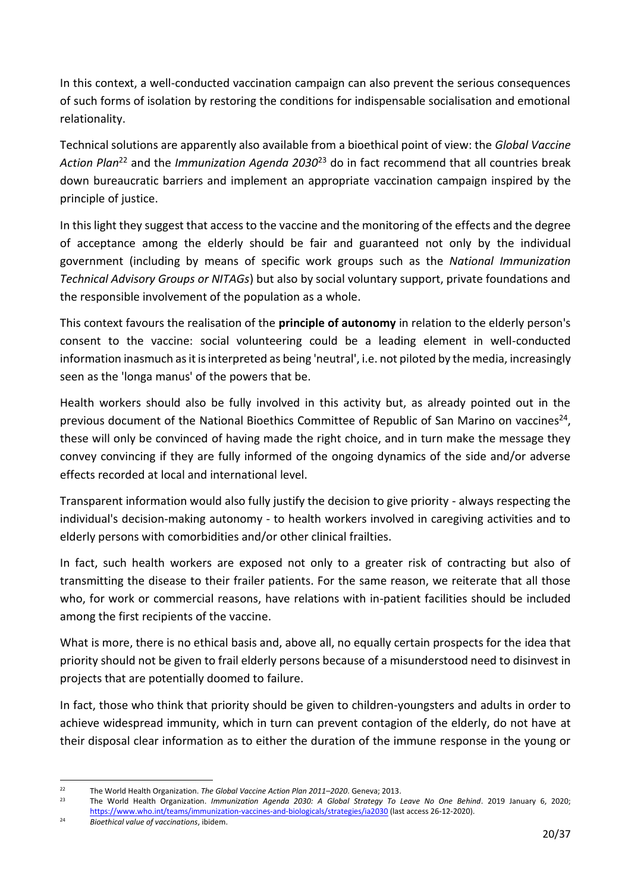In this context, a well-conducted vaccination campaign can also prevent the serious consequences of such forms of isolation by restoring the conditions for indispensable socialisation and emotional relationality.

Technical solutions are apparently also available from a bioethical point of view: the *Global Vaccine Action Plan*[22] and the *Immunization Agenda 2030*[23] do in fact recommend that all countries break down bureaucratic barriers and implement an appropriate vaccination campaign inspired by the principle of justice.

In this light they suggest that access to the vaccine and the monitoring of the effects and the degree of acceptance among the elderly should be fair and guaranteed not only by the individual government (including by means of specific work groups such as the *National Immunization Technical Advisory Groups or NITAGs*) but also by social voluntary support, private foundations and the responsible involvement of the population as a whole.

This context favours the realisation of the **principle of autonomy** in relation to the elderly person's consent to the vaccine: social volunteering could be a leading element in well-conducted information inasmuch as it is interpreted as being 'neutral', i.e. not piloted by the media, increasingly seen as the 'longa manus' of the powers that be.

Health workers should also be fully involved in this activity but, as already pointed out in the previous document of the National Bioethics Committee of Republic of San Marino on vaccines[24], these will only be convinced of having made the right choice, and in turn make the message they convey convincing if they are fully informed of the ongoing dynamics of the side and/or adverse effects recorded at local and international level.

Transparent information would also fully justify the decision to give priority - always respecting the individual's decision-making autonomy - to health workers involved in caregiving activities and to elderly persons with comorbidities and/or other clinical frailties.

In fact, such health workers are exposed not only to a greater risk of contracting but also of transmitting the disease to their frailer patients. For the same reason, we reiterate that all those who, for work or commercial reasons, have relations with in-patient facilities should be included among the first recipients of the vaccine.

What is more, there is no ethical basis and, above all, no equally certain prospects for the idea that priority should not be given to frail elderly persons because of a misunderstood need to disinvest in projects that are potentially doomed to failure.

In fact, those who think that priority should be given to children-youngsters and adults in order to achieve widespread immunity, which in turn can prevent contagion of the elderly, do not have at their disposal clear information as to either the duration of the immune response in the young or

---

[22] The World Health Organization. *The Global Vaccine Action Plan 2011–2020*. Geneva; 2013.

[23] The World Health Organization. *Immunization Agenda 2030: A Global Strategy To Leave No One Behind*. 2019 January 6, 2020; https://www.who.int/teams/immunization-vaccines-and-biologicals/strategies/ia2030 (last access 26-12-2020).

[24] *Bioethical value of vaccinations*, ibidem.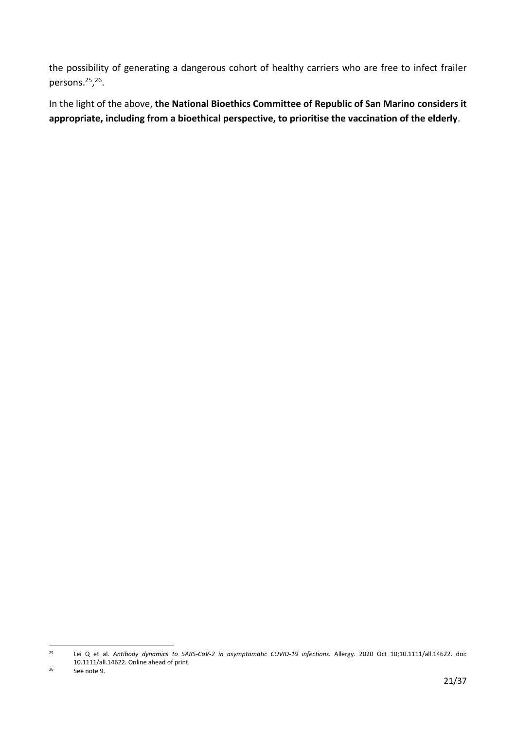the possibility of generating a dangerous cohort of healthy carriers who are free to infect frailer persons.[25],[26].

In the light of the above, **the National Bioethics Committee of Republic of San Marino considers it appropriate, including from a bioethical perspective, to prioritise the vaccination of the elderly**.

---

[25] Lei Q et al. *Antibody dynamics to SARS-CoV-2 in asymptomatic COVID-19 infections.* Allergy. 2020 Oct 10;10.1111/all.14622. doi: 10.1111/all.14622. Online ahead of print.

[26] See note 9.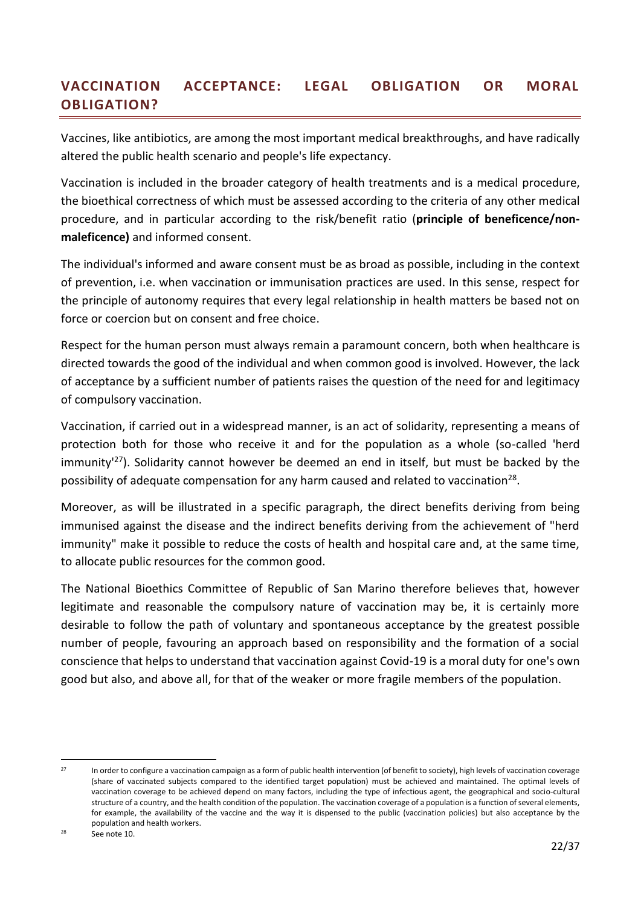## VACCINATION ACCEPTANCE: LEGAL OBLIGATION OR MORAL OBLIGATION?

Vaccines, like antibiotics, are among the most important medical breakthroughs, and have radically altered the public health scenario and people's life expectancy.

Vaccination is included in the broader category of health treatments and is a medical procedure, the bioethical correctness of which must be assessed according to the criteria of any other medical procedure, and in particular according to the risk/benefit ratio (**principle of beneficence/non-maleficence)** and informed consent.

The individual's informed and aware consent must be as broad as possible, including in the context of prevention, i.e. when vaccination or immunisation practices are used. In this sense, respect for the principle of autonomy requires that every legal relationship in health matters be based not on force or coercion but on consent and free choice.

Respect for the human person must always remain a paramount concern, both when healthcare is directed towards the good of the individual and when common good is involved. However, the lack of acceptance by a sufficient number of patients raises the question of the need for and legitimacy of compulsory vaccination.

Vaccination, if carried out in a widespread manner, is an act of solidarity, representing a means of protection both for those who receive it and for the population as a whole (so-called 'herd immunity'[27]). Solidarity cannot however be deemed an end in itself, but must be backed by the possibility of adequate compensation for any harm caused and related to vaccination[28].

Moreover, as will be illustrated in a specific paragraph, the direct benefits deriving from being immunised against the disease and the indirect benefits deriving from the achievement of "herd immunity" make it possible to reduce the costs of health and hospital care and, at the same time, to allocate public resources for the common good.

The National Bioethics Committee of Republic of San Marino therefore believes that, however legitimate and reasonable the compulsory nature of vaccination may be, it is certainly more desirable to follow the path of voluntary and spontaneous acceptance by the greatest possible number of people, favouring an approach based on responsibility and the formation of a social conscience that helps to understand that vaccination against Covid-19 is a moral duty for one's own good but also, and above all, for that of the weaker or more fragile members of the population.

---

[27] In order to configure a vaccination campaign as a form of public health intervention (of benefit to society), high levels of vaccination coverage (share of vaccinated subjects compared to the identified target population) must be achieved and maintained. The optimal levels of vaccination coverage to be achieved depend on many factors, including the type of infectious agent, the geographical and socio-cultural structure of a country, and the health condition of the population. The vaccination coverage of a population is a function of several elements, for example, the availability of the vaccine and the way it is dispensed to the public (vaccination policies) but also acceptance by the population and health workers.

[28] See note 10.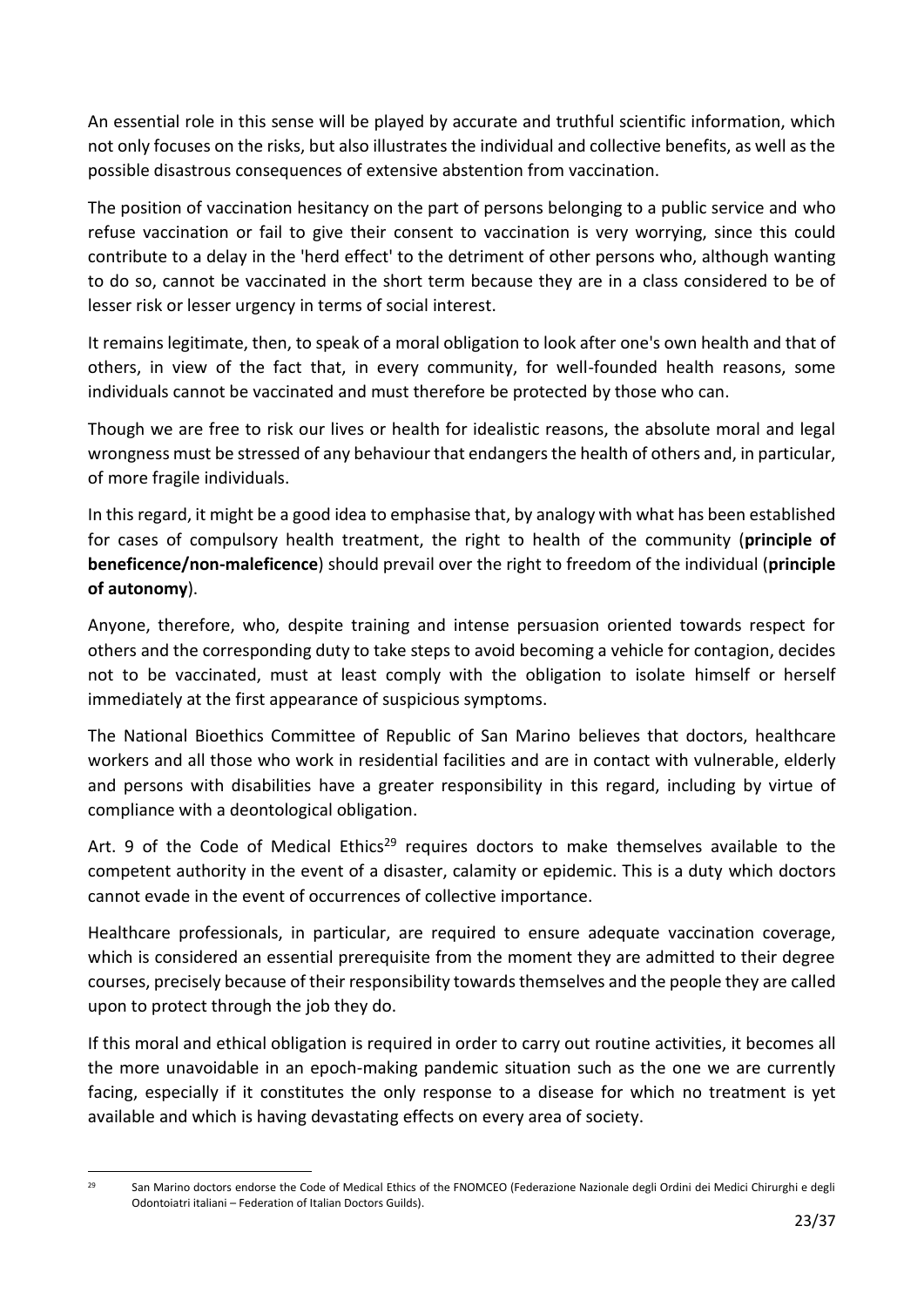An essential role in this sense will be played by accurate and truthful scientific information, which not only focuses on the risks, but also illustrates the individual and collective benefits, as well as the possible disastrous consequences of extensive abstention from vaccination.

The position of vaccination hesitancy on the part of persons belonging to a public service and who refuse vaccination or fail to give their consent to vaccination is very worrying, since this could contribute to a delay in the 'herd effect' to the detriment of other persons who, although wanting to do so, cannot be vaccinated in the short term because they are in a class considered to be of lesser risk or lesser urgency in terms of social interest.

It remains legitimate, then, to speak of a moral obligation to look after one's own health and that of others, in view of the fact that, in every community, for well-founded health reasons, some individuals cannot be vaccinated and must therefore be protected by those who can.

Though we are free to risk our lives or health for idealistic reasons, the absolute moral and legal wrongness must be stressed of any behaviour that endangers the health of others and, in particular, of more fragile individuals.

In this regard, it might be a good idea to emphasise that, by analogy with what has been established for cases of compulsory health treatment, the right to health of the community (**principle of beneficence/non-maleficence**) should prevail over the right to freedom of the individual (**principle of autonomy**).

Anyone, therefore, who, despite training and intense persuasion oriented towards respect for others and the corresponding duty to take steps to avoid becoming a vehicle for contagion, decides not to be vaccinated, must at least comply with the obligation to isolate himself or herself immediately at the first appearance of suspicious symptoms.

The National Bioethics Committee of Republic of San Marino believes that doctors, healthcare workers and all those who work in residential facilities and are in contact with vulnerable, elderly and persons with disabilities have a greater responsibility in this regard, including by virtue of compliance with a deontological obligation.

Art. 9 of the Code of Medical Ethics[29] requires doctors to make themselves available to the competent authority in the event of a disaster, calamity or epidemic. This is a duty which doctors cannot evade in the event of occurrences of collective importance.

Healthcare professionals, in particular, are required to ensure adequate vaccination coverage, which is considered an essential prerequisite from the moment they are admitted to their degree courses, precisely because of their responsibility towards themselves and the people they are called upon to protect through the job they do.

If this moral and ethical obligation is required in order to carry out routine activities, it becomes all the more unavoidable in an epoch-making pandemic situation such as the one we are currently facing, especially if it constitutes the only response to a disease for which no treatment is yet available and which is having devastating effects on every area of society.

[29] San Marino doctors endorse the Code of Medical Ethics of the FNOMCEO (Federazione Nazionale degli Ordini dei Medici Chirurghi e degli Odontoiatri italiani – Federation of Italian Doctors Guilds).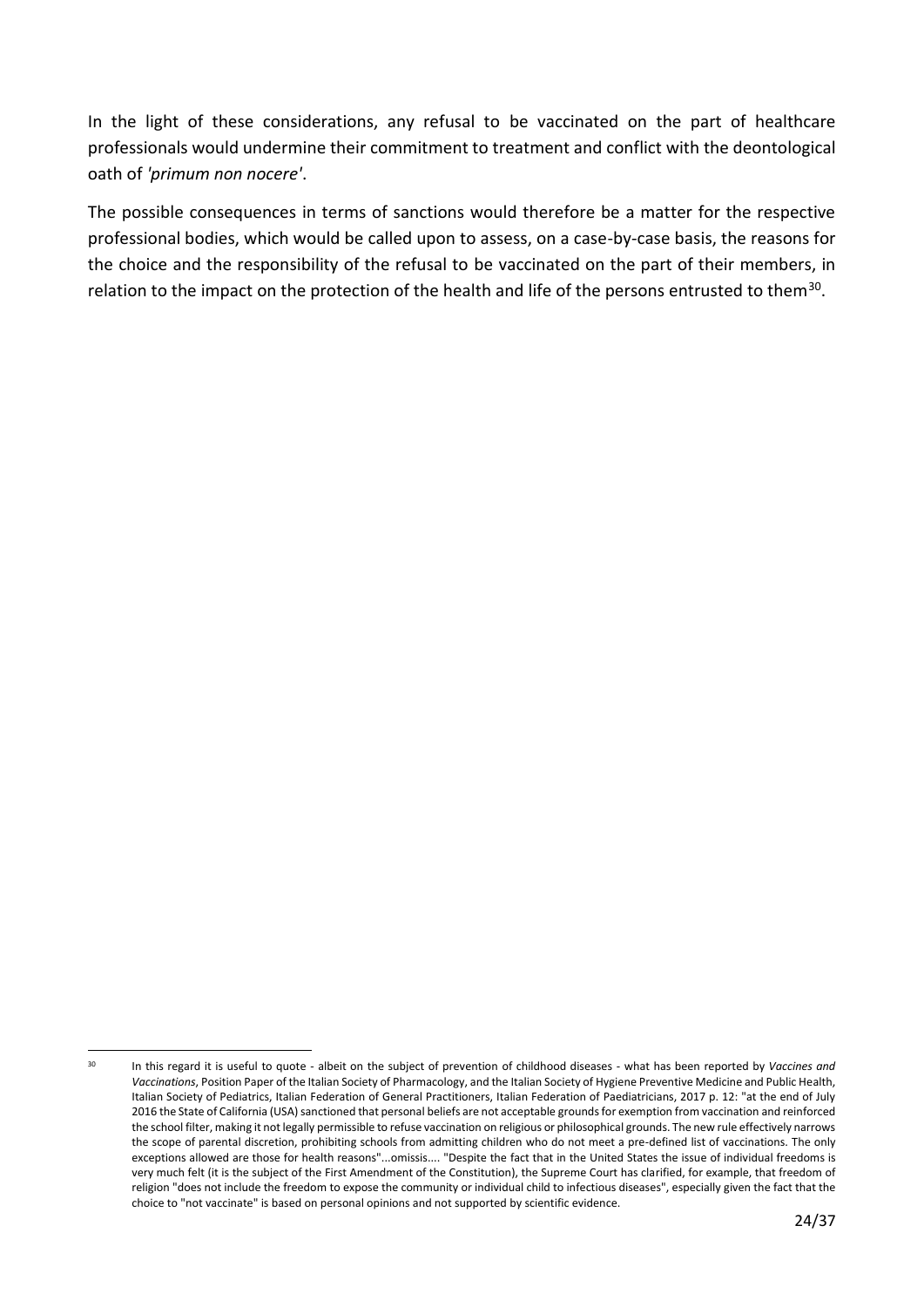In the light of these considerations, any refusal to be vaccinated on the part of healthcare professionals would undermine their commitment to treatment and conflict with the deontological oath of *'primum non nocere'*.

The possible consequences in terms of sanctions would therefore be a matter for the respective professional bodies, which would be called upon to assess, on a case-by-case basis, the reasons for the choice and the responsibility of the refusal to be vaccinated on the part of their members, in relation to the impact on the protection of the health and life of the persons entrusted to them[30].

---

[30] In this regard it is useful to quote - albeit on the subject of prevention of childhood diseases - what has been reported by *Vaccines and Vaccinations*, Position Paper of the Italian Society of Pharmacology, and the Italian Society of Hygiene Preventive Medicine and Public Health, Italian Society of Pediatrics, Italian Federation of General Practitioners, Italian Federation of Paediatricians, 2017 p. 12: "at the end of July 2016 the State of California (USA) sanctioned that personal beliefs are not acceptable grounds for exemption from vaccination and reinforced the school filter, making it not legally permissible to refuse vaccination on religious or philosophical grounds. The new rule effectively narrows the scope of parental discretion, prohibiting schools from admitting children who do not meet a pre-defined list of vaccinations. The only exceptions allowed are those for health reasons"...omissis.... "Despite the fact that in the United States the issue of individual freedoms is very much felt (it is the subject of the First Amendment of the Constitution), the Supreme Court has clarified, for example, that freedom of religion "does not include the freedom to expose the community or individual child to infectious diseases", especially given the fact that the choice to "not vaccinate" is based on personal opinions and not supported by scientific evidence.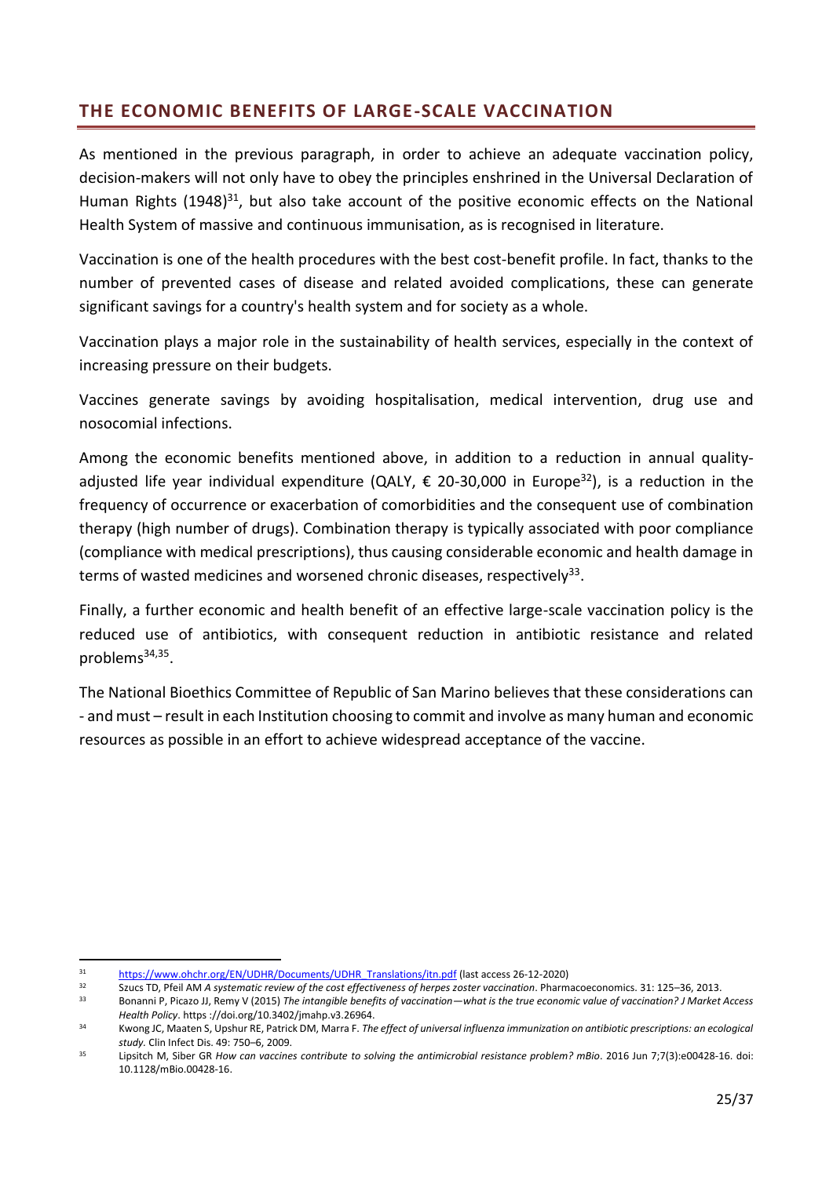## THE ECONOMIC BENEFITS OF LARGE-SCALE VACCINATION

As mentioned in the previous paragraph, in order to achieve an adequate vaccination policy, decision-makers will not only have to obey the principles enshrined in the Universal Declaration of Human Rights (1948)[31], but also take account of the positive economic effects on the National Health System of massive and continuous immunisation, as is recognised in literature.

Vaccination is one of the health procedures with the best cost-benefit profile. In fact, thanks to the number of prevented cases of disease and related avoided complications, these can generate significant savings for a country's health system and for society as a whole.

Vaccination plays a major role in the sustainability of health services, especially in the context of increasing pressure on their budgets.

Vaccines generate savings by avoiding hospitalisation, medical intervention, drug use and nosocomial infections.

Among the economic benefits mentioned above, in addition to a reduction in annual quality-adjusted life year individual expenditure (QALY, € 20-30,000 in Europe[32]), is a reduction in the frequency of occurrence or exacerbation of comorbidities and the consequent use of combination therapy (high number of drugs). Combination therapy is typically associated with poor compliance (compliance with medical prescriptions), thus causing considerable economic and health damage in terms of wasted medicines and worsened chronic diseases, respectively[33].

Finally, a further economic and health benefit of an effective large-scale vaccination policy is the reduced use of antibiotics, with consequent reduction in antibiotic resistance and related problems[34,35].

The National Bioethics Committee of Republic of San Marino believes that these considerations can - and must – result in each Institution choosing to commit and involve as many human and economic resources as possible in an effort to achieve widespread acceptance of the vaccine.

---

[31] https://www.ohchr.org/EN/UDHR/Documents/UDHR_Translations/itn.pdf (last access 26-12-2020)

[32] Szucs TD, Pfeil AM *A systematic review of the cost effectiveness of herpes zoster vaccination*. Pharmacoeconomics. 31: 125–36, 2013.

[33] Bonanni P, Picazo JJ, Remy V (2015) *The intangible benefits of vaccination—what is the true economic value of vaccination? J Market Access Health Policy*. https ://doi.org/10.3402/jmahp.v3.26964.

[34] Kwong JC, Maaten S, Upshur RE, Patrick DM, Marra F. *The effect of universal influenza immunization on antibiotic prescriptions: an ecological study.* Clin Infect Dis. 49: 750–6, 2009.

[35] Lipsitch M, Siber GR *How can vaccines contribute to solving the antimicrobial resistance problem? mBio*. 2016 Jun 7;7(3):e00428-16. doi: 10.1128/mBio.00428-16.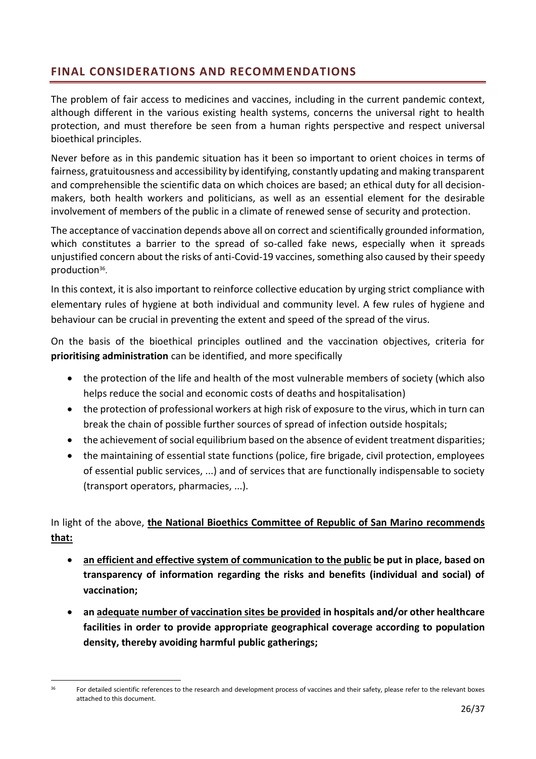## FINAL CONSIDERATIONS AND RECOMMENDATIONS

The problem of fair access to medicines and vaccines, including in the current pandemic context, although different in the various existing health systems, concerns the universal right to health protection, and must therefore be seen from a human rights perspective and respect universal bioethical principles.

Never before as in this pandemic situation has it been so important to orient choices in terms of fairness, gratuitousness and accessibility by identifying, constantly updating and making transparent and comprehensible the scientific data on which choices are based; an ethical duty for all decision-makers, both health workers and politicians, as well as an essential element for the desirable involvement of members of the public in a climate of renewed sense of security and protection.

The acceptance of vaccination depends above all on correct and scientifically grounded information, which constitutes a barrier to the spread of so-called fake news, especially when it spreads unjustified concern about the risks of anti-Covid-19 vaccines, something also caused by their speedy production[36].

In this context, it is also important to reinforce collective education by urging strict compliance with elementary rules of hygiene at both individual and community level. A few rules of hygiene and behaviour can be crucial in preventing the extent and speed of the spread of the virus.

On the basis of the bioethical principles outlined and the vaccination objectives, criteria for **prioritising administration** can be identified, and more specifically

- the protection of the life and health of the most vulnerable members of society (which also helps reduce the social and economic costs of deaths and hospitalisation)
- the protection of professional workers at high risk of exposure to the virus, which in turn can break the chain of possible further sources of spread of infection outside hospitals;
- the achievement of social equilibrium based on the absence of evident treatment disparities;
- the maintaining of essential state functions (police, fire brigade, civil protection, employees of essential public services, ...) and of services that are functionally indispensable to society (transport operators, pharmacies, ...).

In light of the above, **the National Bioethics Committee of Republic of San Marino recommends that:**

- **an efficient and effective system of communication to the public be put in place, based on transparency of information regarding the risks and benefits (individual and social) of vaccination;**
- **an adequate number of vaccination sites be provided in hospitals and/or other healthcare facilities in order to provide appropriate geographical coverage according to population density, thereby avoiding harmful public gatherings;**

---

[36] For detailed scientific references to the research and development process of vaccines and their safety, please refer to the relevant boxes attached to this document.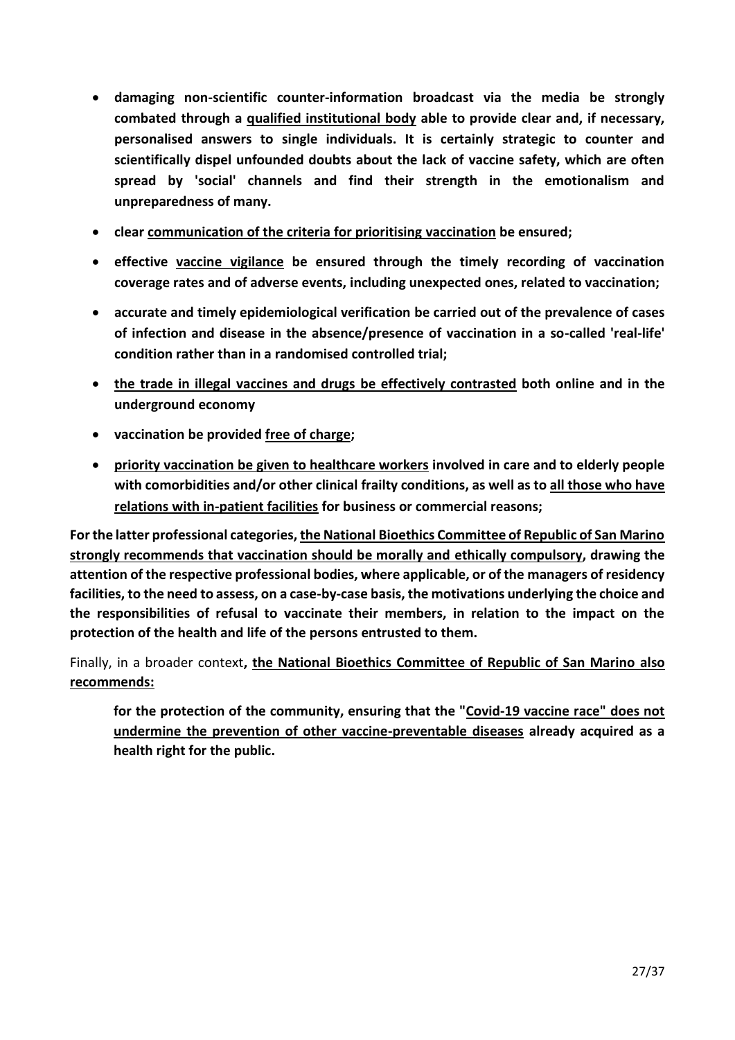- **damaging non-scientific counter-information broadcast via the media be strongly combated through a qualified institutional body able to provide clear and, if necessary, personalised answers to single individuals. It is certainly strategic to counter and scientifically dispel unfounded doubts about the lack of vaccine safety, which are often spread by 'social' channels and find their strength in the emotionalism and unpreparedness of many.**
- **clear communication of the criteria for prioritising vaccination be ensured;**
- **effective vaccine vigilance be ensured through the timely recording of vaccination coverage rates and of adverse events, including unexpected ones, related to vaccination;**
- **accurate and timely epidemiological verification be carried out of the prevalence of cases of infection and disease in the absence/presence of vaccination in a so-called 'real-life' condition rather than in a randomised controlled trial;**
- **the trade in illegal vaccines and drugs be effectively contrasted both online and in the underground economy**
- **vaccination be provided free of charge;**
- **priority vaccination be given to healthcare workers involved in care and to elderly people with comorbidities and/or other clinical frailty conditions, as well as to all those who have relations with in-patient facilities for business or commercial reasons;**

**For the latter professional categories, the National Bioethics Committee of Republic of San Marino strongly recommends that vaccination should be morally and ethically compulsory, drawing the attention of the respective professional bodies, where applicable, or of the managers of residency facilities, to the need to assess, on a case-by-case basis, the motivations underlying the choice and the responsibilities of refusal to vaccinate their members, in relation to the impact on the protection of the health and life of the persons entrusted to them.**

Finally, in a broader context**, the National Bioethics Committee of Republic of San Marino also recommends:**

> **for the protection of the community, ensuring that the "Covid-19 vaccine race" does not undermine the prevention of other vaccine-preventable diseases already acquired as a health right for the public.**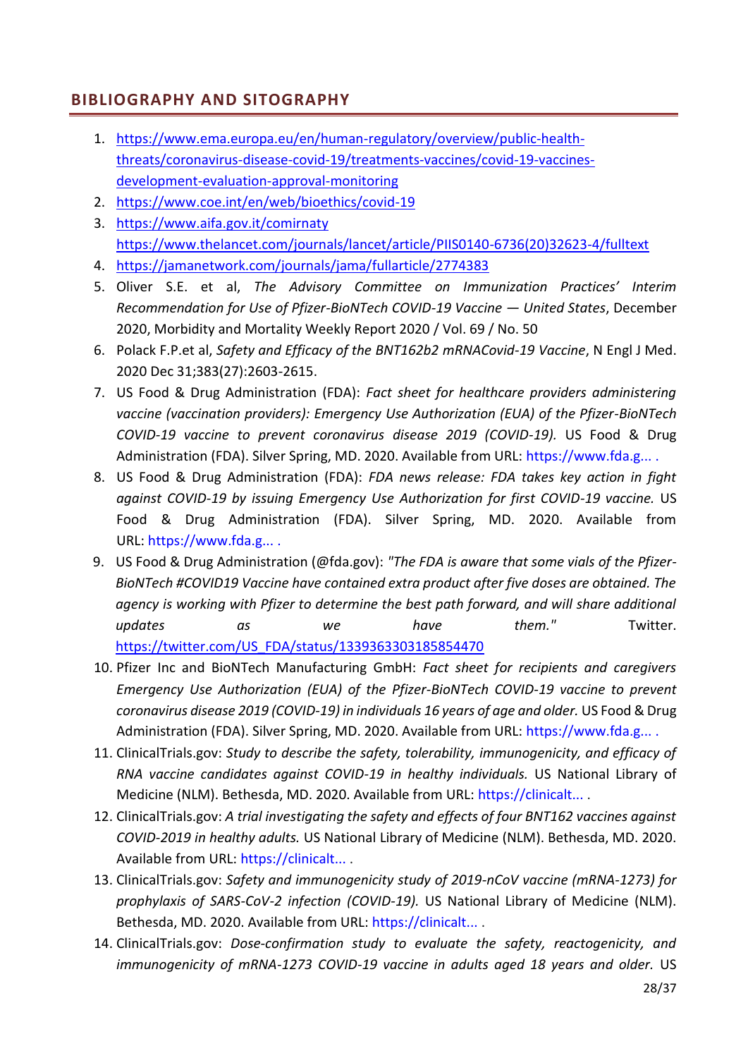## BIBLIOGRAPHY AND SITOGRAPHY

1. https://www.ema.europa.eu/en/human-regulatory/overview/public-health-threats/coronavirus-disease-covid-19/treatments-vaccines/covid-19-vaccines-development-evaluation-approval-monitoring
2. https://www.coe.int/en/web/bioethics/covid-19
3. https://www.aifa.gov.it/comirnaty https://www.thelancet.com/journals/lancet/article/PIIS0140-6736(20)32623-4/fulltext
4. https://jamanetwork.com/journals/jama/fullarticle/2774383
5. Oliver S.E. et al, *The Advisory Committee on Immunization Practices' Interim Recommendation for Use of Pfizer-BioNTech COVID-19 Vaccine — United States*, December 2020, Morbidity and Mortality Weekly Report 2020 / Vol. 69 / No. 50
6. Polack F.P.et al, *Safety and Efficacy of the BNT162b2 mRNACovid-19 Vaccine*, N Engl J Med. 2020 Dec 31;383(27):2603-2615.
7. US Food & Drug Administration (FDA): *Fact sheet for healthcare providers administering vaccine (vaccination providers): Emergency Use Authorization (EUA) of the Pfizer-BioNTech COVID-19 vaccine to prevent coronavirus disease 2019 (COVID-19).* US Food & Drug Administration (FDA). Silver Spring, MD. 2020. Available from URL: https://www.fda.g... .
8. US Food & Drug Administration (FDA): *FDA news release: FDA takes key action in fight against COVID-19 by issuing Emergency Use Authorization for first COVID-19 vaccine.* US Food & Drug Administration (FDA). Silver Spring, MD. 2020. Available from URL: https://www.fda.g... .
9. US Food & Drug Administration (@fda.gov): *"The FDA is aware that some vials of the Pfizer-BioNTech #COVID19 Vaccine have contained extra product after five doses are obtained. The agency is working with Pfizer to determine the best path forward, and will share additional updates as we have them."* Twitter. https://twitter.com/US_FDA/status/1339363303185854470
10. Pfizer Inc and BioNTech Manufacturing GmbH: *Fact sheet for recipients and caregivers Emergency Use Authorization (EUA) of the Pfizer-BioNTech COVID-19 vaccine to prevent coronavirus disease 2019 (COVID-19) in individuals 16 years of age and older.* US Food & Drug Administration (FDA). Silver Spring, MD. 2020. Available from URL: https://www.fda.g... .
11. ClinicalTrials.gov: *Study to describe the safety, tolerability, immunogenicity, and efficacy of RNA vaccine candidates against COVID-19 in healthy individuals.* US National Library of Medicine (NLM). Bethesda, MD. 2020. Available from URL: https://clinicalt... .
12. ClinicalTrials.gov: *A trial investigating the safety and effects of four BNT162 vaccines against COVID-2019 in healthy adults.* US National Library of Medicine (NLM). Bethesda, MD. 2020. Available from URL: https://clinicalt... .
13. ClinicalTrials.gov: *Safety and immunogenicity study of 2019-nCoV vaccine (mRNA-1273) for prophylaxis of SARS-CoV-2 infection (COVID-19).* US National Library of Medicine (NLM). Bethesda, MD. 2020. Available from URL: https://clinicalt... .
14. ClinicalTrials.gov: *Dose-confirmation study to evaluate the safety, reactogenicity, and immunogenicity of mRNA-1273 COVID-19 vaccine in adults aged 18 years and older.* US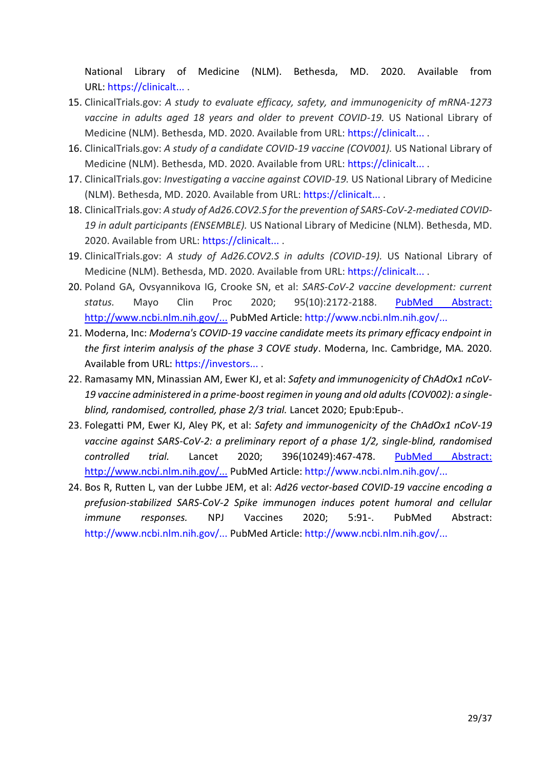National Library of Medicine (NLM). Bethesda, MD. 2020. Available from URL: https://clinicalt... .

15. ClinicalTrials.gov: *A study to evaluate efficacy, safety, and immunogenicity of mRNA-1273 vaccine in adults aged 18 years and older to prevent COVID-19.* US National Library of Medicine (NLM). Bethesda, MD. 2020. Available from URL: https://clinicalt... .
16. ClinicalTrials.gov: *A study of a candidate COVID-19 vaccine (COV001).* US National Library of Medicine (NLM). Bethesda, MD. 2020. Available from URL: https://clinicalt... .
17. ClinicalTrials.gov: *Investigating a vaccine against COVID-19.* US National Library of Medicine (NLM). Bethesda, MD. 2020. Available from URL: https://clinicalt... .
18. ClinicalTrials.gov: *A study of Ad26.COV2.S for the prevention of SARS-CoV-2-mediated COVID-19 in adult participants (ENSEMBLE).* US National Library of Medicine (NLM). Bethesda, MD. 2020. Available from URL: https://clinicalt... .
19. ClinicalTrials.gov: *A study of Ad26.COV2.S in adults (COVID-19).* US National Library of Medicine (NLM). Bethesda, MD. 2020. Available from URL: https://clinicalt... .
20. Poland GA, Ovsyannikova IG, Crooke SN, et al: *SARS-CoV-2 vaccine development: current status.* Mayo Clin Proc 2020; 95(10):2172-2188. PubMed Abstract: http://www.ncbi.nlm.nih.gov/... PubMed Article: http://www.ncbi.nlm.nih.gov/...
21. Moderna, Inc: *Moderna's COVID-19 vaccine candidate meets its primary efficacy endpoint in the first interim analysis of the phase 3 COVE study*. Moderna, Inc. Cambridge, MA. 2020. Available from URL: https://investors... .
22. Ramasamy MN, Minassian AM, Ewer KJ, et al: *Safety and immunogenicity of ChAdOx1 nCoV-19 vaccine administered in a prime-boost regimen in young and old adults (COV002): a single-blind, randomised, controlled, phase 2/3 trial.* Lancet 2020; Epub:Epub-.
23. Folegatti PM, Ewer KJ, Aley PK, et al: *Safety and immunogenicity of the ChAdOx1 nCoV-19 vaccine against SARS-CoV-2: a preliminary report of a phase 1/2, single-blind, randomised controlled trial.* Lancet 2020; 396(10249):467-478. PubMed Abstract: http://www.ncbi.nlm.nih.gov/... PubMed Article: http://www.ncbi.nlm.nih.gov/...
24. Bos R, Rutten L, van der Lubbe JEM, et al: *Ad26 vector-based COVID-19 vaccine encoding a prefusion-stabilized SARS-CoV-2 Spike immunogen induces potent humoral and cellular immune responses.* NPJ Vaccines 2020; 5:91-. PubMed Abstract: http://www.ncbi.nlm.nih.gov/... PubMed Article: http://www.ncbi.nlm.nih.gov/...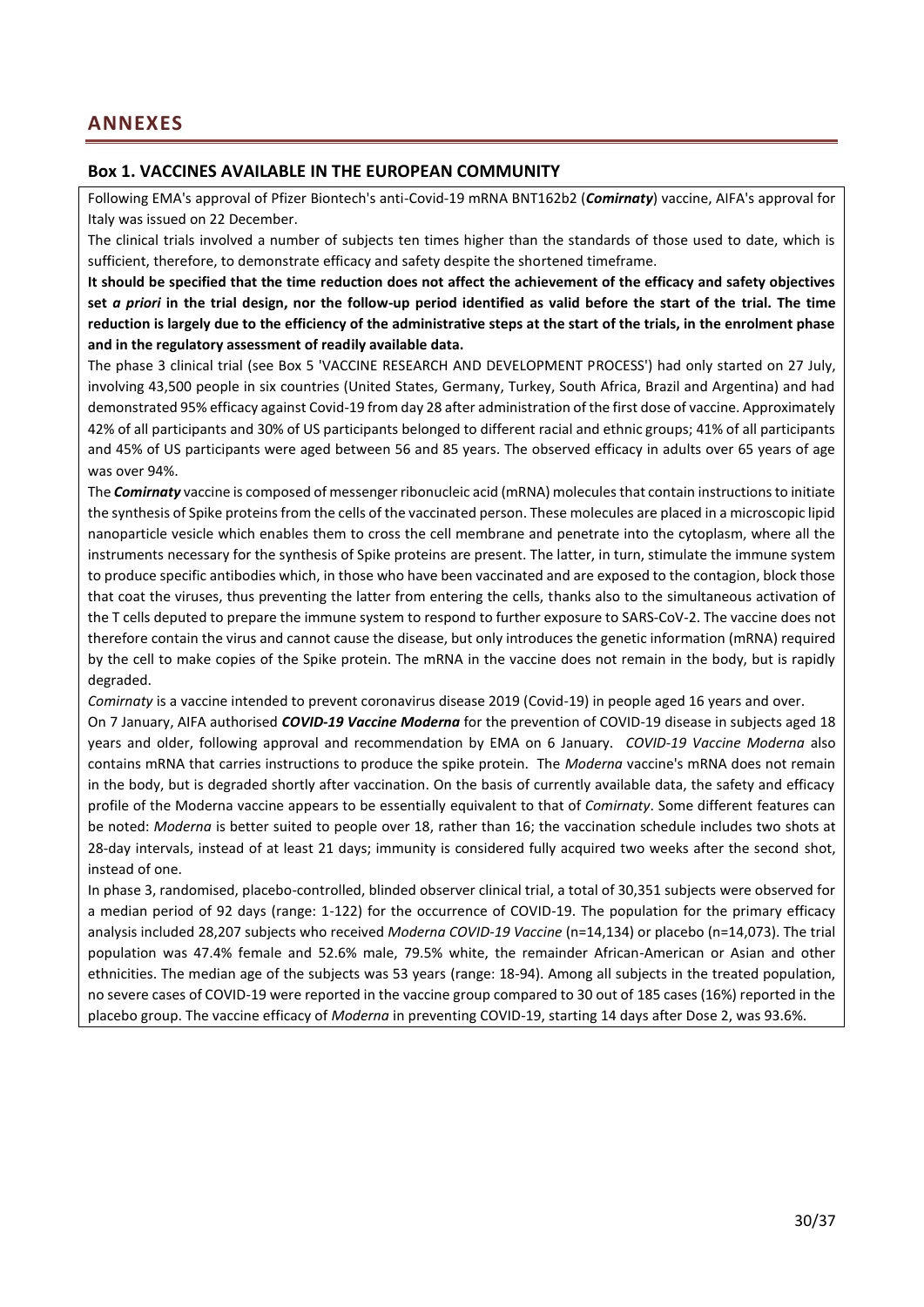# ANNEXES

## Box 1. VACCINES AVAILABLE IN THE EUROPEAN COMMUNITY

Following EMA's approval of Pfizer Biontech's anti-Covid-19 mRNA BNT162b2 (***Comirnaty***) vaccine, AIFA's approval for Italy was issued on 22 December.

The clinical trials involved a number of subjects ten times higher than the standards of those used to date, which is sufficient, therefore, to demonstrate efficacy and safety despite the shortened timeframe.

**It should be specified that the time reduction does not affect the achievement of the efficacy and safety objectives set *a priori* in the trial design, nor the follow-up period identified as valid before the start of the trial. The time reduction is largely due to the efficiency of the administrative steps at the start of the trials, in the enrolment phase and in the regulatory assessment of readily available data.**

The phase 3 clinical trial (see Box 5 'VACCINE RESEARCH AND DEVELOPMENT PROCESS') had only started on 27 July, involving 43,500 people in six countries (United States, Germany, Turkey, South Africa, Brazil and Argentina) and had demonstrated 95% efficacy against Covid-19 from day 28 after administration of the first dose of vaccine. Approximately 42% of all participants and 30% of US participants belonged to different racial and ethnic groups; 41% of all participants and 45% of US participants were aged between 56 and 85 years. The observed efficacy in adults over 65 years of age was over 94%.

The ***Comirnaty*** vaccine is composed of messenger ribonucleic acid (mRNA) molecules that contain instructions to initiate the synthesis of Spike proteins from the cells of the vaccinated person. These molecules are placed in a microscopic lipid nanoparticle vesicle which enables them to cross the cell membrane and penetrate into the cytoplasm, where all the instruments necessary for the synthesis of Spike proteins are present. The latter, in turn, stimulate the immune system to produce specific antibodies which, in those who have been vaccinated and are exposed to the contagion, block those that coat the viruses, thus preventing the latter from entering the cells, thanks also to the simultaneous activation of the T cells deputed to prepare the immune system to respond to further exposure to SARS-CoV-2. The vaccine does not therefore contain the virus and cannot cause the disease, but only introduces the genetic information (mRNA) required by the cell to make copies of the Spike protein. The mRNA in the vaccine does not remain in the body, but is rapidly degraded.

*Comirnaty* is a vaccine intended to prevent coronavirus disease 2019 (Covid-19) in people aged 16 years and over.

On 7 January, AIFA authorised ***COVID-19 Vaccine Moderna*** for the prevention of COVID-19 disease in subjects aged 18 years and older, following approval and recommendation by EMA on 6 January. *COVID-19 Vaccine Moderna* also contains mRNA that carries instructions to produce the spike protein. The *Moderna* vaccine's mRNA does not remain in the body, but is degraded shortly after vaccination. On the basis of currently available data, the safety and efficacy profile of the Moderna vaccine appears to be essentially equivalent to that of *Comirnaty*. Some different features can be noted: *Moderna* is better suited to people over 18, rather than 16; the vaccination schedule includes two shots at 28-day intervals, instead of at least 21 days; immunity is considered fully acquired two weeks after the second shot, instead of one.

In phase 3, randomised, placebo-controlled, blinded observer clinical trial, a total of 30,351 subjects were observed for a median period of 92 days (range: 1-122) for the occurrence of COVID-19. The population for the primary efficacy analysis included 28,207 subjects who received *Moderna COVID-19 Vaccine* (n=14,134) or placebo (n=14,073). The trial population was 47.4% female and 52.6% male, 79.5% white, the remainder African-American or Asian and other ethnicities. The median age of the subjects was 53 years (range: 18-94). Among all subjects in the treated population, no severe cases of COVID-19 were reported in the vaccine group compared to 30 out of 185 cases (16%) reported in the placebo group. The vaccine efficacy of *Moderna* in preventing COVID-19, starting 14 days after Dose 2, was 93.6%.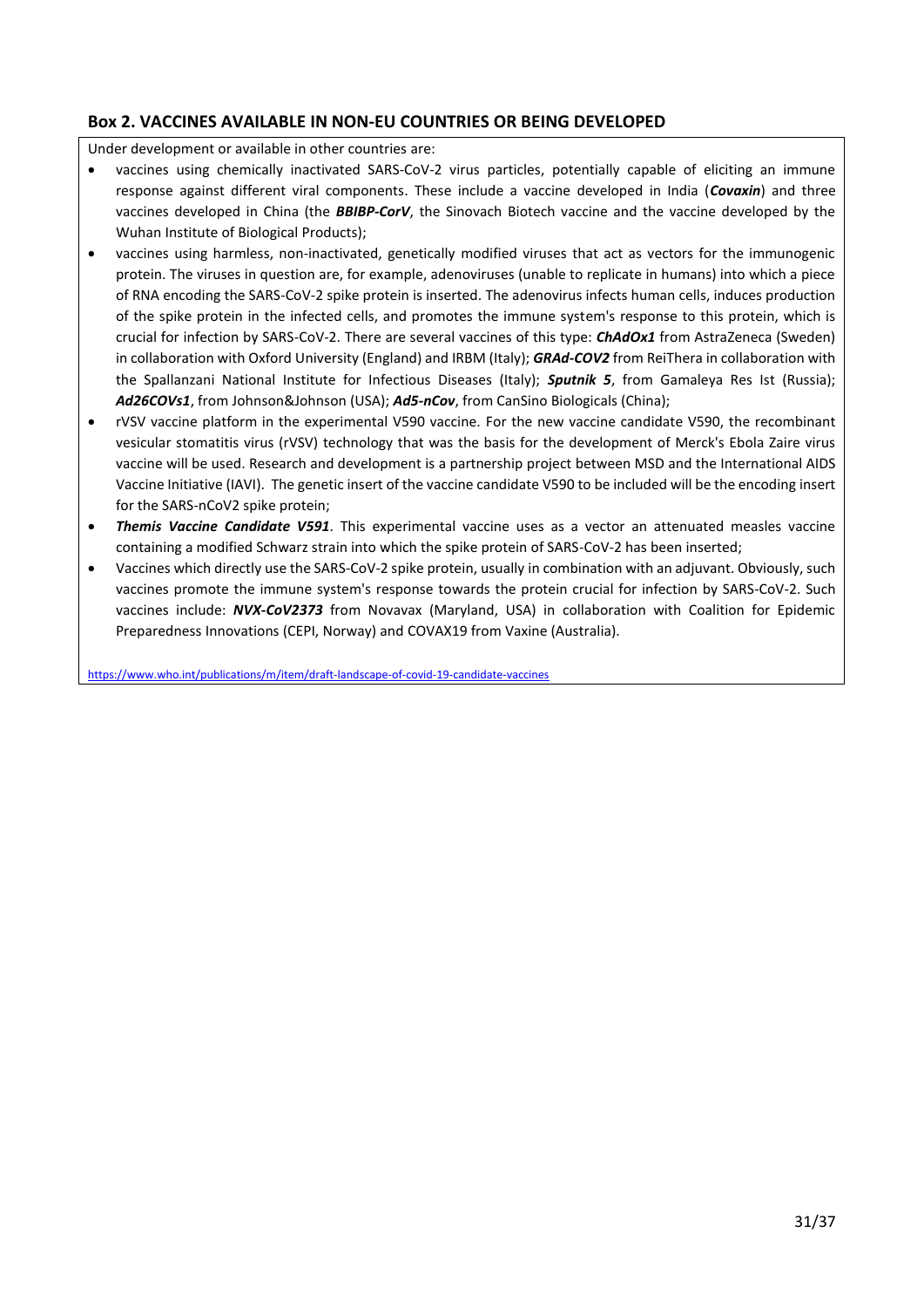### Box 2. VACCINES AVAILABLE IN NON-EU COUNTRIES OR BEING DEVELOPED

Under development or available in other countries are:

- vaccines using chemically inactivated SARS-CoV-2 virus particles, potentially capable of eliciting an immune response against different viral components. These include a vaccine developed in India (***Covaxin***) and three vaccines developed in China (the ***BBIBP-CorV***, the Sinovach Biotech vaccine and the vaccine developed by the Wuhan Institute of Biological Products);
- vaccines using harmless, non-inactivated, genetically modified viruses that act as vectors for the immunogenic protein. The viruses in question are, for example, adenoviruses (unable to replicate in humans) into which a piece of RNA encoding the SARS-CoV-2 spike protein is inserted. The adenovirus infects human cells, induces production of the spike protein in the infected cells, and promotes the immune system's response to this protein, which is crucial for infection by SARS-CoV-2. There are several vaccines of this type: ***ChAdOx1*** from AstraZeneca (Sweden) in collaboration with Oxford University (England) and IRBM (Italy); ***GRAd-COV2*** from ReiThera in collaboration with the Spallanzani National Institute for Infectious Diseases (Italy); ***Sputnik 5***, from Gamaleya Res Ist (Russia); ***Ad26COVs1***, from Johnson&Johnson (USA); ***Ad5-nCov***, from CanSino Biologicals (China);
- rVSV vaccine platform in the experimental V590 vaccine. For the new vaccine candidate V590, the recombinant vesicular stomatitis virus (rVSV) technology that was the basis for the development of Merck's Ebola Zaire virus vaccine will be used. Research and development is a partnership project between MSD and the International AIDS Vaccine Initiative (IAVI). The genetic insert of the vaccine candidate V590 to be included will be the encoding insert for the SARS-nCoV2 spike protein;
- ***Themis Vaccine Candidate V591***. This experimental vaccine uses as a vector an attenuated measles vaccine containing a modified Schwarz strain into which the spike protein of SARS-CoV-2 has been inserted;
- Vaccines which directly use the SARS-CoV-2 spike protein, usually in combination with an adjuvant. Obviously, such vaccines promote the immune system's response towards the protein crucial for infection by SARS-CoV-2. Such vaccines include: ***NVX-CoV2373*** from Novavax (Maryland, USA) in collaboration with Coalition for Epidemic Preparedness Innovations (CEPI, Norway) and COVAX19 from Vaxine (Australia).

https://www.who.int/publications/m/item/draft-landscape-of-covid-19-candidate-vaccines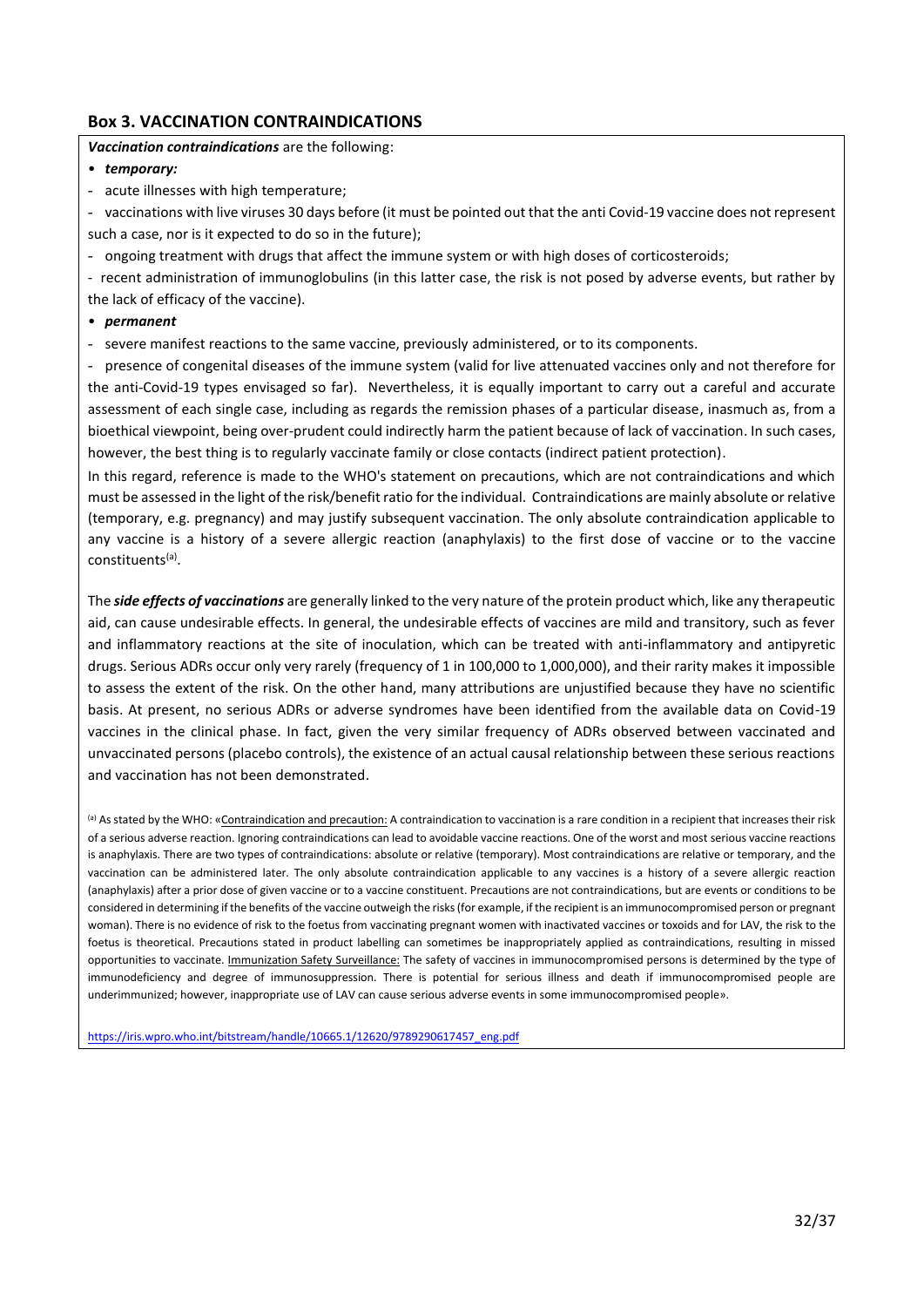## Box 3. VACCINATION CONTRAINDICATIONS

***Vaccination contraindications*** are the following:

- ***temporary:***
- acute illnesses with high temperature;
- vaccinations with live viruses 30 days before (it must be pointed out that the anti Covid-19 vaccine does not represent such a case, nor is it expected to do so in the future);
- ongoing treatment with drugs that affect the immune system or with high doses of corticosteroids;
- recent administration of immunoglobulins (in this latter case, the risk is not posed by adverse events, but rather by the lack of efficacy of the vaccine).
- ***permanent***
- severe manifest reactions to the same vaccine, previously administered, or to its components.
- presence of congenital diseases of the immune system (valid for live attenuated vaccines only and not therefore for the anti-Covid-19 types envisaged so far). Nevertheless, it is equally important to carry out a careful and accurate assessment of each single case, including as regards the remission phases of a particular disease, inasmuch as, from a bioethical viewpoint, being over-prudent could indirectly harm the patient because of lack of vaccination. In such cases, however, the best thing is to regularly vaccinate family or close contacts (indirect patient protection).

In this regard, reference is made to the WHO's statement on precautions, which are not contraindications and which must be assessed in the light of the risk/benefit ratio for the individual. Contraindications are mainly absolute or relative (temporary, e.g. pregnancy) and may justify subsequent vaccination. The only absolute contraindication applicable to any vaccine is a history of a severe allergic reaction (anaphylaxis) to the first dose of vaccine or to the vaccine constituents[(a)].

The ***side effects of vaccinations*** are generally linked to the very nature of the protein product which, like any therapeutic aid, can cause undesirable effects. In general, the undesirable effects of vaccines are mild and transitory, such as fever and inflammatory reactions at the site of inoculation, which can be treated with anti-inflammatory and antipyretic drugs. Serious ADRs occur only very rarely (frequency of 1 in 100,000 to 1,000,000), and their rarity makes it impossible to assess the extent of the risk. On the other hand, many attributions are unjustified because they have no scientific basis. At present, no serious ADRs or adverse syndromes have been identified from the available data on Covid-19 vaccines in the clinical phase. In fact, given the very similar frequency of ADRs observed between vaccinated and unvaccinated persons (placebo controls), the existence of an actual causal relationship between these serious reactions and vaccination has not been demonstrated.

[(a)] As stated by the WHO: «Contraindication and precaution: A contraindication to vaccination is a rare condition in a recipient that increases their risk of a serious adverse reaction. Ignoring contraindications can lead to avoidable vaccine reactions. One of the worst and most serious vaccine reactions is anaphylaxis. There are two types of contraindications: absolute or relative (temporary). Most contraindications are relative or temporary, and the vaccination can be administered later. The only absolute contraindication applicable to any vaccines is a history of a severe allergic reaction (anaphylaxis) after a prior dose of given vaccine or to a vaccine constituent. Precautions are not contraindications, but are events or conditions to be considered in determining if the benefits of the vaccine outweigh the risks (for example, if the recipient is an immunocompromised person or pregnant woman). There is no evidence of risk to the foetus from vaccinating pregnant women with inactivated vaccines or toxoids and for LAV, the risk to the foetus is theoretical. Precautions stated in product labelling can sometimes be inappropriately applied as contraindications, resulting in missed opportunities to vaccinate. Immunization Safety Surveillance: The safety of vaccines in immunocompromised persons is determined by the type of immunodeficiency and degree of immunosuppression. There is potential for serious illness and death if immunocompromised people are underimmunized; however, inappropriate use of LAV can cause serious adverse events in some immunocompromised people».

https://iris.wpro.who.int/bitstream/handle/10665.1/12620/9789290617457_eng.pdf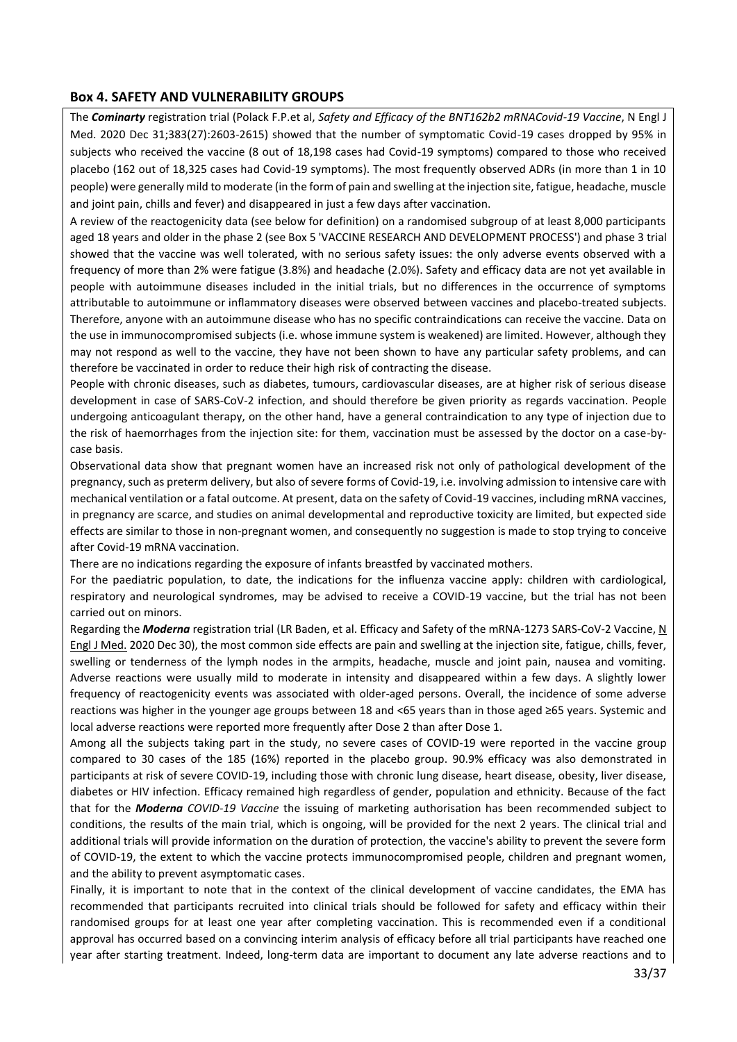## Box 4. SAFETY AND VULNERABILITY GROUPS

The ***Cominarty*** registration trial (Polack F.P.et al, *Safety and Efficacy of the BNT162b2 mRNACovid-19 Vaccine*, N Engl J Med. 2020 Dec 31;383(27):2603-2615) showed that the number of symptomatic Covid-19 cases dropped by 95% in subjects who received the vaccine (8 out of 18,198 cases had Covid-19 symptoms) compared to those who received placebo (162 out of 18,325 cases had Covid-19 symptoms). The most frequently observed ADRs (in more than 1 in 10 people) were generally mild to moderate (in the form of pain and swelling at the injection site, fatigue, headache, muscle and joint pain, chills and fever) and disappeared in just a few days after vaccination.

A review of the reactogenicity data (see below for definition) on a randomised subgroup of at least 8,000 participants aged 18 years and older in the phase 2 (see Box 5 'VACCINE RESEARCH AND DEVELOPMENT PROCESS') and phase 3 trial showed that the vaccine was well tolerated, with no serious safety issues: the only adverse events observed with a frequency of more than 2% were fatigue (3.8%) and headache (2.0%). Safety and efficacy data are not yet available in people with autoimmune diseases included in the initial trials, but no differences in the occurrence of symptoms attributable to autoimmune or inflammatory diseases were observed between vaccines and placebo-treated subjects. Therefore, anyone with an autoimmune disease who has no specific contraindications can receive the vaccine. Data on the use in immunocompromised subjects (i.e. whose immune system is weakened) are limited. However, although they may not respond as well to the vaccine, they have not been shown to have any particular safety problems, and can therefore be vaccinated in order to reduce their high risk of contracting the disease.

People with chronic diseases, such as diabetes, tumours, cardiovascular diseases, are at higher risk of serious disease development in case of SARS-CoV-2 infection, and should therefore be given priority as regards vaccination. People undergoing anticoagulant therapy, on the other hand, have a general contraindication to any type of injection due to the risk of haemorrhages from the injection site: for them, vaccination must be assessed by the doctor on a case-by-case basis.

Observational data show that pregnant women have an increased risk not only of pathological development of the pregnancy, such as preterm delivery, but also of severe forms of Covid-19, i.e. involving admission to intensive care with mechanical ventilation or a fatal outcome. At present, data on the safety of Covid-19 vaccines, including mRNA vaccines, in pregnancy are scarce, and studies on animal developmental and reproductive toxicity are limited, but expected side effects are similar to those in non-pregnant women, and consequently no suggestion is made to stop trying to conceive after Covid-19 mRNA vaccination.

There are no indications regarding the exposure of infants breastfed by vaccinated mothers.

For the paediatric population, to date, the indications for the influenza vaccine apply: children with cardiological, respiratory and neurological syndromes, may be advised to receive a COVID-19 vaccine, but the trial has not been carried out on minors.

Regarding the ***Moderna*** registration trial (LR Baden, et al. Efficacy and Safety of the mRNA-1273 SARS-CoV-2 Vaccine, N Engl J Med. 2020 Dec 30), the most common side effects are pain and swelling at the injection site, fatigue, chills, fever, swelling or tenderness of the lymph nodes in the armpits, headache, muscle and joint pain, nausea and vomiting. Adverse reactions were usually mild to moderate in intensity and disappeared within a few days. A slightly lower frequency of reactogenicity events was associated with older-aged persons. Overall, the incidence of some adverse reactions was higher in the younger age groups between 18 and <65 years than in those aged ≥65 years. Systemic and local adverse reactions were reported more frequently after Dose 2 than after Dose 1.

Among all the subjects taking part in the study, no severe cases of COVID-19 were reported in the vaccine group compared to 30 cases of the 185 (16%) reported in the placebo group. 90.9% efficacy was also demonstrated in participants at risk of severe COVID-19, including those with chronic lung disease, heart disease, obesity, liver disease, diabetes or HIV infection. Efficacy remained high regardless of gender, population and ethnicity. Because of the fact that for the ***Moderna*** *COVID-19 Vaccine* the issuing of marketing authorisation has been recommended subject to conditions, the results of the main trial, which is ongoing, will be provided for the next 2 years. The clinical trial and additional trials will provide information on the duration of protection, the vaccine's ability to prevent the severe form of COVID-19, the extent to which the vaccine protects immunocompromised people, children and pregnant women, and the ability to prevent asymptomatic cases.

Finally, it is important to note that in the context of the clinical development of vaccine candidates, the EMA has recommended that participants recruited into clinical trials should be followed for safety and efficacy within their randomised groups for at least one year after completing vaccination. This is recommended even if a conditional approval has occurred based on a convincing interim analysis of efficacy before all trial participants have reached one year after starting treatment. Indeed, long-term data are important to document any late adverse reactions and to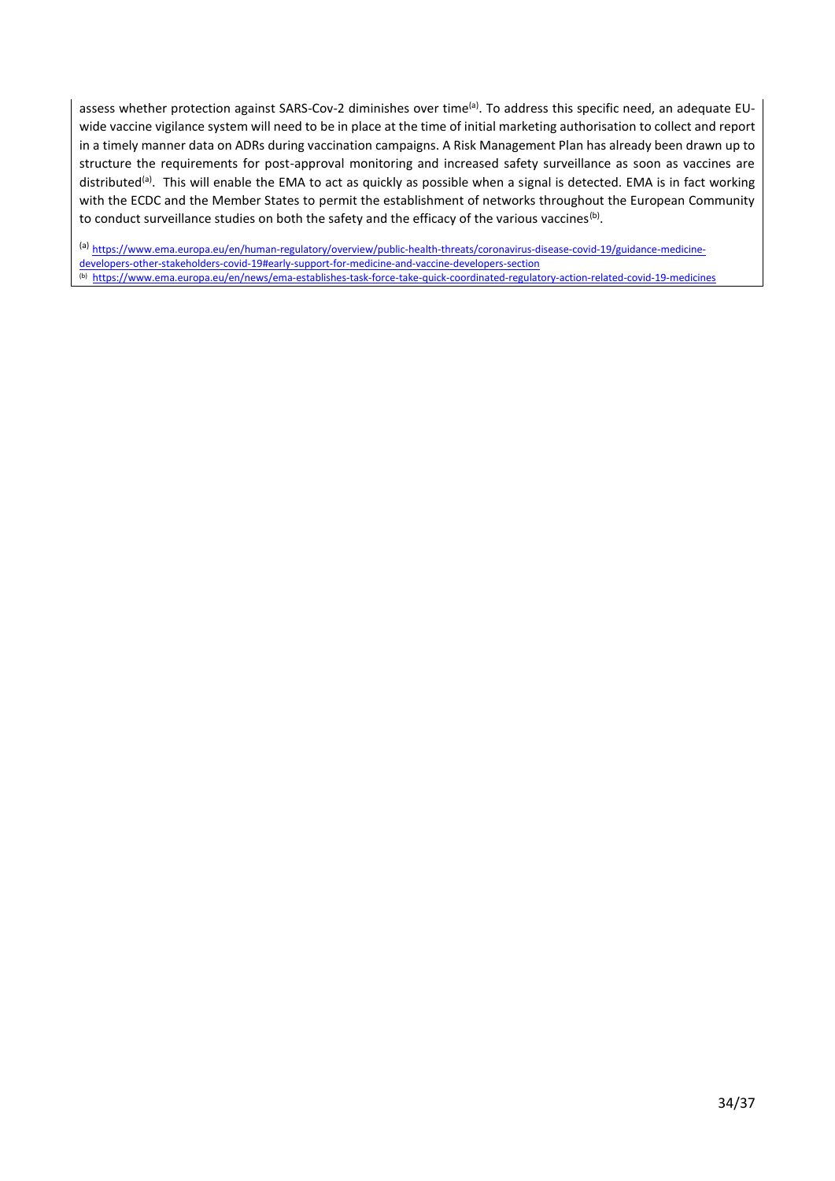assess whether protection against SARS-Cov-2 diminishes over time[(a)]. To address this specific need, an adequate EU-wide vaccine vigilance system will need to be in place at the time of initial marketing authorisation to collect and report in a timely manner data on ADRs during vaccination campaigns. A Risk Management Plan has already been drawn up to structure the requirements for post-approval monitoring and increased safety surveillance as soon as vaccines are distributed[(a)]. This will enable the EMA to act as quickly as possible when a signal is detected. EMA is in fact working with the ECDC and the Member States to permit the establishment of networks throughout the European Community to conduct surveillance studies on both the safety and the efficacy of the various vaccines[(b)].

[(a)] https://www.ema.europa.eu/en/human-regulatory/overview/public-health-threats/coronavirus-disease-covid-19/guidance-medicine-developers-other-stakeholders-covid-19#early-support-for-medicine-and-vaccine-developers-section
[(b)] https://www.ema.europa.eu/en/news/ema-establishes-task-force-take-quick-coordinated-regulatory-action-related-covid-19-medicines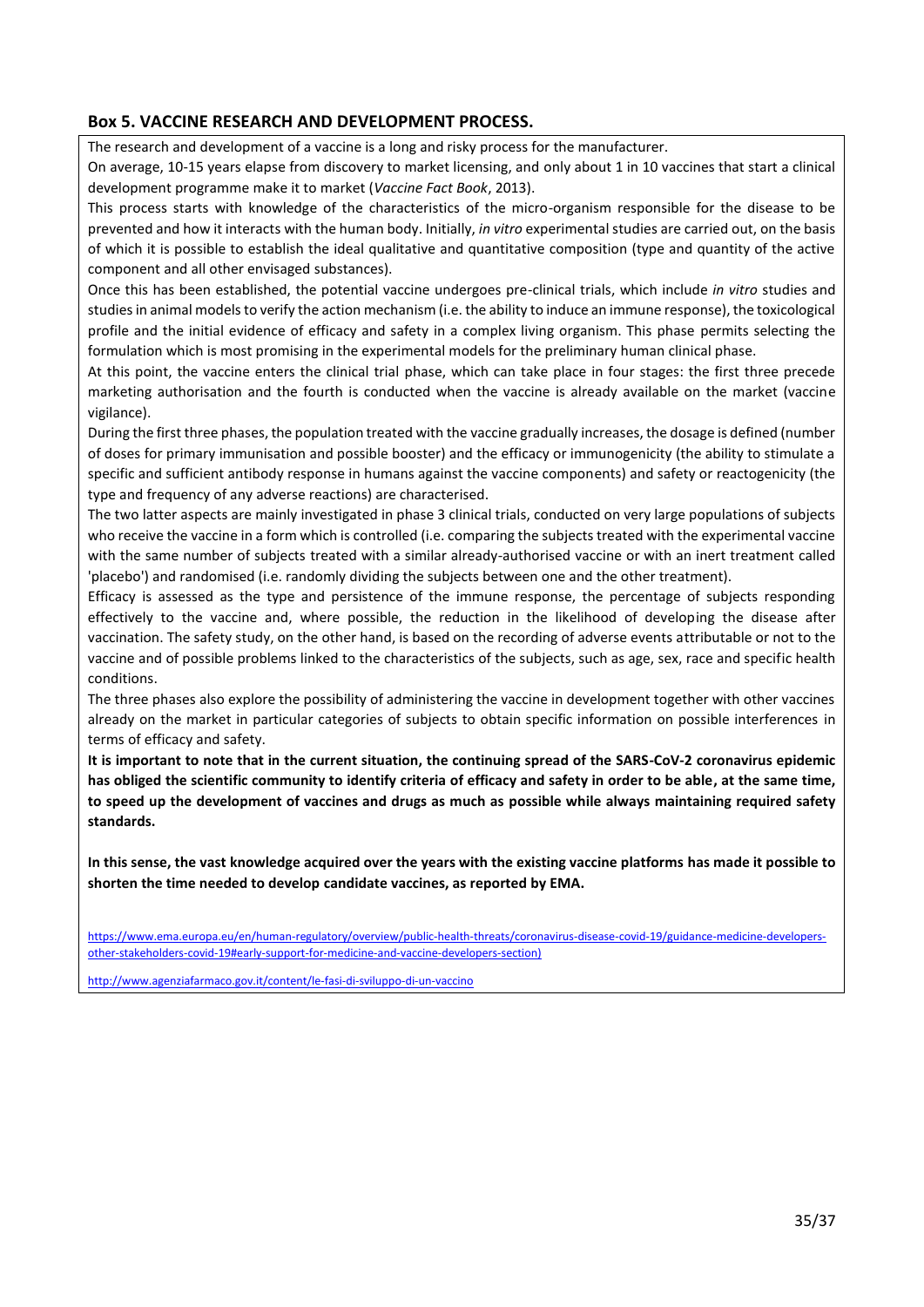### Box 5. VACCINE RESEARCH AND DEVELOPMENT PROCESS.

The research and development of a vaccine is a long and risky process for the manufacturer.

On average, 10-15 years elapse from discovery to market licensing, and only about 1 in 10 vaccines that start a clinical development programme make it to market (*Vaccine Fact Book*, 2013).

This process starts with knowledge of the characteristics of the micro-organism responsible for the disease to be prevented and how it interacts with the human body. Initially, *in vitro* experimental studies are carried out, on the basis of which it is possible to establish the ideal qualitative and quantitative composition (type and quantity of the active component and all other envisaged substances).

Once this has been established, the potential vaccine undergoes pre-clinical trials, which include *in vitro* studies and studies in animal models to verify the action mechanism (i.e. the ability to induce an immune response), the toxicological profile and the initial evidence of efficacy and safety in a complex living organism. This phase permits selecting the formulation which is most promising in the experimental models for the preliminary human clinical phase.

At this point, the vaccine enters the clinical trial phase, which can take place in four stages: the first three precede marketing authorisation and the fourth is conducted when the vaccine is already available on the market (vaccine vigilance).

During the first three phases, the population treated with the vaccine gradually increases, the dosage is defined (number of doses for primary immunisation and possible booster) and the efficacy or immunogenicity (the ability to stimulate a specific and sufficient antibody response in humans against the vaccine components) and safety or reactogenicity (the type and frequency of any adverse reactions) are characterised.

The two latter aspects are mainly investigated in phase 3 clinical trials, conducted on very large populations of subjects who receive the vaccine in a form which is controlled (i.e. comparing the subjects treated with the experimental vaccine with the same number of subjects treated with a similar already-authorised vaccine or with an inert treatment called 'placebo') and randomised (i.e. randomly dividing the subjects between one and the other treatment).

Efficacy is assessed as the type and persistence of the immune response, the percentage of subjects responding effectively to the vaccine and, where possible, the reduction in the likelihood of developing the disease after vaccination. The safety study, on the other hand, is based on the recording of adverse events attributable or not to the vaccine and of possible problems linked to the characteristics of the subjects, such as age, sex, race and specific health conditions.

The three phases also explore the possibility of administering the vaccine in development together with other vaccines already on the market in particular categories of subjects to obtain specific information on possible interferences in terms of efficacy and safety.

**It is important to note that in the current situation, the continuing spread of the SARS-CoV-2 coronavirus epidemic has obliged the scientific community to identify criteria of efficacy and safety in order to be able, at the same time, to speed up the development of vaccines and drugs as much as possible while always maintaining required safety standards.**

**In this sense, the vast knowledge acquired over the years with the existing vaccine platforms has made it possible to shorten the time needed to develop candidate vaccines, as reported by EMA.**

https://www.ema.europa.eu/en/human-regulatory/overview/public-health-threats/coronavirus-disease-covid-19/guidance-medicine-developers-other-stakeholders-covid-19#early-support-for-medicine-and-vaccine-developers-section)

http://www.agenziafarmaco.gov.it/content/le-fasi-di-sviluppo-di-un-vaccino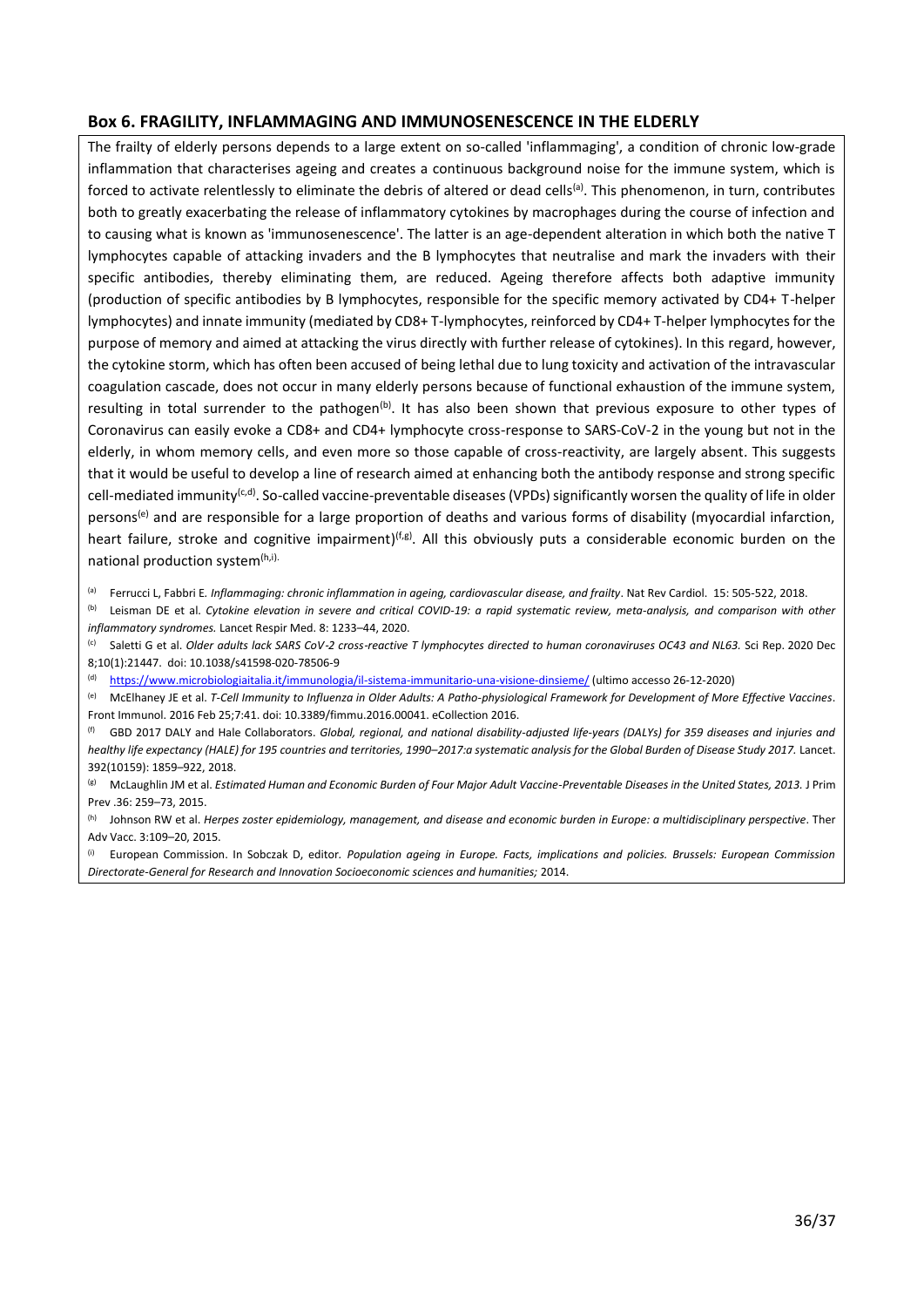## Box 6. FRAGILITY, INFLAMMAGING AND IMMUNOSENESCENCE IN THE ELDERLY

The frailty of elderly persons depends to a large extent on so-called 'inflammaging', a condition of chronic low-grade inflammation that characterises ageing and creates a continuous background noise for the immune system, which is forced to activate relentlessly to eliminate the debris of altered or dead cells[(a)]. This phenomenon, in turn, contributes both to greatly exacerbating the release of inflammatory cytokines by macrophages during the course of infection and to causing what is known as 'immunosenescence'. The latter is an age-dependent alteration in which both the native T lymphocytes capable of attacking invaders and the B lymphocytes that neutralise and mark the invaders with their specific antibodies, thereby eliminating them, are reduced. Ageing therefore affects both adaptive immunity (production of specific antibodies by B lymphocytes, responsible for the specific memory activated by CD4+ T-helper lymphocytes) and innate immunity (mediated by CD8+ T-lymphocytes, reinforced by CD4+ T-helper lymphocytes for the purpose of memory and aimed at attacking the virus directly with further release of cytokines). In this regard, however, the cytokine storm, which has often been accused of being lethal due to lung toxicity and activation of the intravascular coagulation cascade, does not occur in many elderly persons because of functional exhaustion of the immune system, resulting in total surrender to the pathogen[(b)]. It has also been shown that previous exposure to other types of Coronavirus can easily evoke a CD8+ and CD4+ lymphocyte cross-response to SARS-CoV-2 in the young but not in the elderly, in whom memory cells, and even more so those capable of cross-reactivity, are largely absent. This suggests that it would be useful to develop a line of research aimed at enhancing both the antibody response and strong specific cell-mediated immunity[(c,d)]. So-called vaccine-preventable diseases (VPDs) significantly worsen the quality of life in older persons[(e)] and are responsible for a large proportion of deaths and various forms of disability (myocardial infarction, heart failure, stroke and cognitive impairment)[(f,g)]. All this obviously puts a considerable economic burden on the national production system[(h,i)].

[(a)] Ferrucci L, Fabbri E. *Inflammaging: chronic inflammation in ageing, cardiovascular disease, and frailty*. Nat Rev Cardiol. 15: 505-522, 2018.

[(b)] Leisman DE et al. *Cytokine elevation in severe and critical COVID-19: a rapid systematic review, meta-analysis, and comparison with other inflammatory syndromes.* Lancet Respir Med. 8: 1233–44, 2020.

[(c)] Saletti G et al. *Older adults lack SARS CoV-2 cross-reactive T lymphocytes directed to human coronaviruses OC43 and NL63.* Sci Rep. 2020 Dec 8;10(1):21447. doi: 10.1038/s41598-020-78506-9

[(d)] https://www.microbiologiaitalia.it/immunologia/il-sistema-immunitario-una-visione-dinsieme/ (ultimo accesso 26-12-2020)

[(e)] McElhaney JE et al. *T-Cell Immunity to Influenza in Older Adults: A Patho-physiological Framework for Development of More Effective Vaccines*. Front Immunol. 2016 Feb 25;7:41. doi: 10.3389/fimmu.2016.00041. eCollection 2016.

[(f)] GBD 2017 DALY and Hale Collaborators. *Global, regional, and national disability-adjusted life-years (DALYs) for 359 diseases and injuries and healthy life expectancy (HALE) for 195 countries and territories, 1990–2017:a systematic analysis for the Global Burden of Disease Study 2017.* Lancet. 392(10159): 1859–922, 2018.

[(g)] McLaughlin JM et al. *Estimated Human and Economic Burden of Four Major Adult Vaccine-Preventable Diseases in the United States, 2013.* J Prim Prev .36: 259–73, 2015.

[(h)] Johnson RW et al. *Herpes zoster epidemiology, management, and disease and economic burden in Europe: a multidisciplinary perspective*. Ther Adv Vacc. 3:109–20, 2015.

[(i)] European Commission. In Sobczak D, editor. *Population ageing in Europe. Facts, implications and policies. Brussels: European Commission Directorate-General for Research and Innovation Socioeconomic sciences and humanities;* 2014.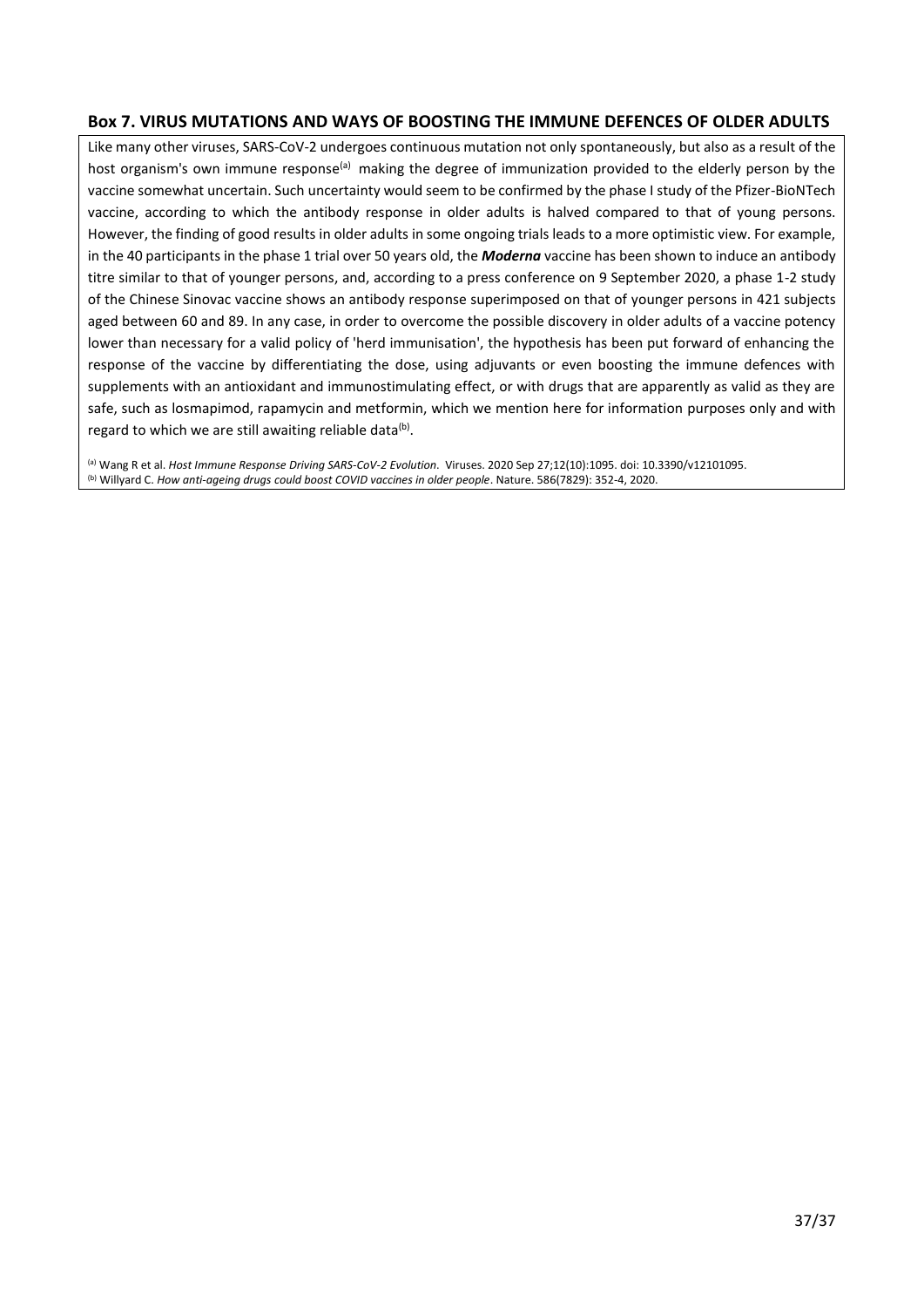## Box 7. VIRUS MUTATIONS AND WAYS OF BOOSTING THE IMMUNE DEFENCES OF OLDER ADULTS

Like many other viruses, SARS-CoV-2 undergoes continuous mutation not only spontaneously, but also as a result of the host organism's own immune response[(a)] making the degree of immunization provided to the elderly person by the vaccine somewhat uncertain. Such uncertainty would seem to be confirmed by the phase I study of the Pfizer-BioNTech vaccine, according to which the antibody response in older adults is halved compared to that of young persons. However, the finding of good results in older adults in some ongoing trials leads to a more optimistic view. For example, in the 40 participants in the phase 1 trial over 50 years old, the ***Moderna*** vaccine has been shown to induce an antibody titre similar to that of younger persons, and, according to a press conference on 9 September 2020, a phase 1-2 study of the Chinese Sinovac vaccine shows an antibody response superimposed on that of younger persons in 421 subjects aged between 60 and 89. In any case, in order to overcome the possible discovery in older adults of a vaccine potency lower than necessary for a valid policy of 'herd immunisation', the hypothesis has been put forward of enhancing the response of the vaccine by differentiating the dose, using adjuvants or even boosting the immune defences with supplements with an antioxidant and immunostimulating effect, or with drugs that are apparently as valid as they are safe, such as losmapimod, rapamycin and metformin, which we mention here for information purposes only and with regard to which we are still awaiting reliable data[(b)].

[(a)] Wang R et al. *Host Immune Response Driving SARS-CoV-2 Evolution*. Viruses. 2020 Sep 27;12(10):1095. doi: 10.3390/v12101095.
[(b)] Willyard C. *How anti-ageing drugs could boost COVID vaccines in older people*. Nature. 586(7829): 352-4, 2020.